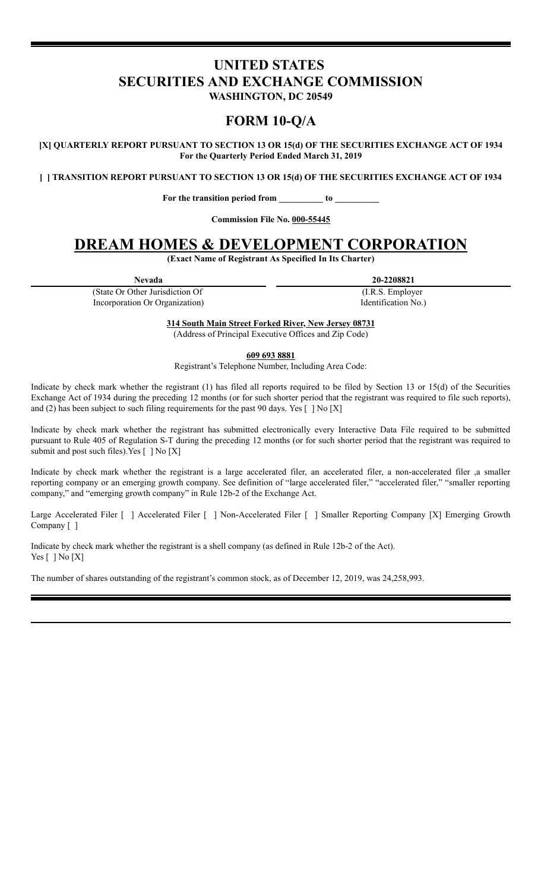# UNITED STATES
# SECURITIES AND EXCHANGE COMMISSION
### WASHINGTON, DC 20549

## FORM 10-Q/A

**[X] QUARTERLY REPORT PURSUANT TO SECTION 13 OR 15(d) OF THE SECURITIES EXCHANGE ACT OF 1934**
**For the Quarterly Period Ended March 31, 2019**

**[ ] TRANSITION REPORT PURSUANT TO SECTION 13 OR 15(d) OF THE SECURITIES EXCHANGE ACT OF 1934**

**For the transition period from __________ to __________**

**Commission File No. 000-55445**

# DREAM HOMES & DEVELOPMENT CORPORATION

**(Exact Name of Registrant As Specified In Its Charter)**

| **Nevada** | **20-2208821** |
|---|---|
| (State Or Other Jurisdiction Of Incorporation Or Organization) | (I.R.S. Employer Identification No.) |

**314 South Main Street Forked River, New Jersey 08731**
(Address of Principal Executive Offices and Zip Code)

**609 693 8881**
Registrant's Telephone Number, Including Area Code:

Indicate by check mark whether the registrant (1) has filed all reports required to be filed by Section 13 or 15(d) of the Securities Exchange Act of 1934 during the preceding 12 months (or for such shorter period that the registrant was required to file such reports), and (2) has been subject to such filing requirements for the past 90 days. Yes [ ] No [X]

Indicate by check mark whether the registrant has submitted electronically every Interactive Data File required to be submitted pursuant to Rule 405 of Regulation S-T during the preceding 12 months (or for such shorter period that the registrant was required to submit and post such files).Yes [ ] No [X]

Indicate by check mark whether the registrant is a large accelerated filer, an accelerated filer, a non-accelerated filer ,a smaller reporting company or an emerging growth company. See definition of "large accelerated filer," "accelerated filer," "smaller reporting company," and "emerging growth company" in Rule 12b-2 of the Exchange Act.

Large Accelerated Filer [ ] Accelerated Filer [ ] Non-Accelerated Filer [ ] Smaller Reporting Company [X] Emerging Growth Company [ ]

Indicate by check mark whether the registrant is a shell company (as defined in Rule 12b-2 of the Act).
Yes [ ] No [X]

The number of shares outstanding of the registrant's common stock, as of December 12, 2019, was 24,258,993.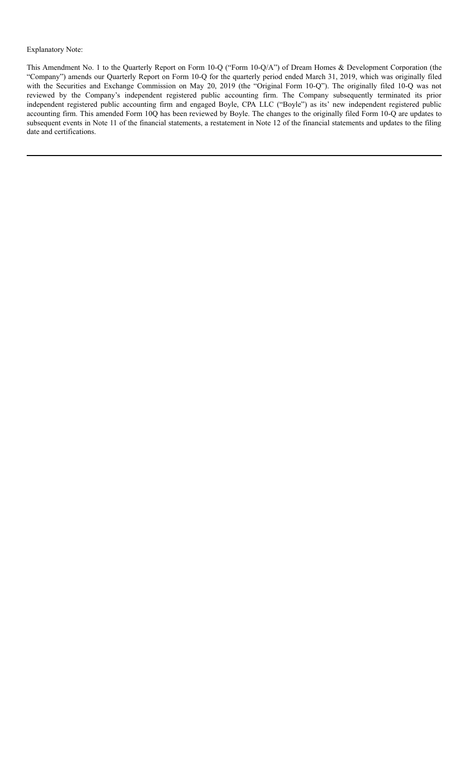Explanatory Note:

This Amendment No. 1 to the Quarterly Report on Form 10-Q ("Form 10-Q/A") of Dream Homes & Development Corporation (the "Company") amends our Quarterly Report on Form 10-Q for the quarterly period ended March 31, 2019, which was originally filed with the Securities and Exchange Commission on May 20, 2019 (the "Original Form 10-Q"). The originally filed 10-Q was not reviewed by the Company's independent registered public accounting firm. The Company subsequently terminated its prior independent registered public accounting firm and engaged Boyle, CPA LLC ("Boyle") as its' new independent registered public accounting firm. This amended Form 10Q has been reviewed by Boyle. The changes to the originally filed Form 10-Q are updates to subsequent events in Note 11 of the financial statements, a restatement in Note 12 of the financial statements and updates to the filing date and certifications.

---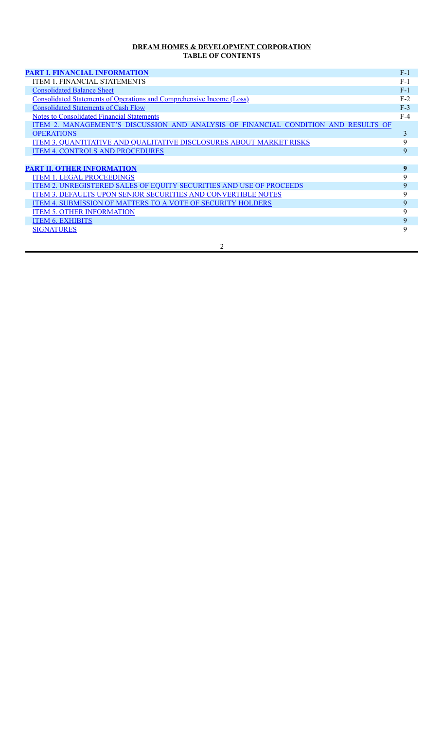**DREAM HOMES & DEVELOPMENT CORPORATION**
**TABLE OF CONTENTS**

| | |
|---|---|
| **PART I. FINANCIAL INFORMATION** | F-1 |
| ITEM 1. FINANCIAL STATEMENTS | F-1 |
| Consolidated Balance Sheet | F-1 |
| Consolidated Statements of Operations and Comprehensive Income (Loss) | F-2 |
| Consolidated Statements of Cash Flow | F-3 |
| Notes to Consolidated Financial Statements | F-4 |
| ITEM 2. MANAGEMENT'S DISCUSSION AND ANALYSIS OF FINANCIAL CONDITION AND RESULTS OF OPERATIONS | 3 |
| ITEM 3. QUANTITATIVE AND QUALITATIVE DISCLOSURES ABOUT MARKET RISKS | 9 |
| ITEM 4. CONTROLS AND PROCEDURES | 9 |
| | |
| **PART II. OTHER INFORMATION** | **9** |
| ITEM 1. LEGAL PROCEEDINGS | 9 |
| ITEM 2. UNREGISTERED SALES OF EQUITY SECURITIES AND USE OF PROCEEDS | 9 |
| ITEM 3. DEFAULTS UPON SENIOR SECURITIES AND CONVERTIBLE NOTES | 9 |
| ITEM 4. SUBMISSION OF MATTERS TO A VOTE OF SECURITY HOLDERS | 9 |
| ITEM 5. OTHER INFORMATION | 9 |
| ITEM 6. EXHIBITS | 9 |
| SIGNATURES | 9 |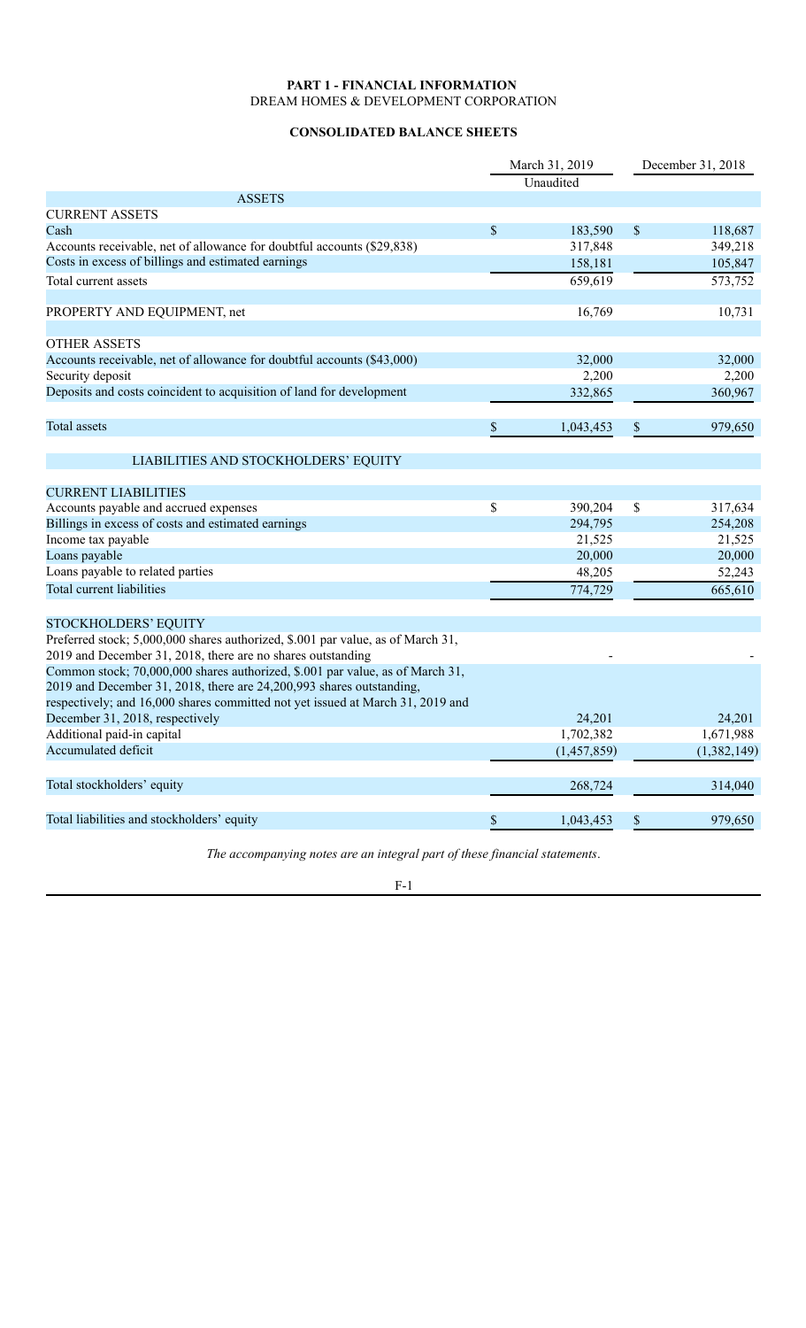**PART 1 - FINANCIAL INFORMATION**

DREAM HOMES & DEVELOPMENT CORPORATION

**CONSOLIDATED BALANCE SHEETS**

| | March 31, 2019 | December 31, 2018 |
|---|---|---|
| | Unaudited | |
| ASSETS | | |
| CURRENT ASSETS | | |
| Cash | $ 183,590 | $ 118,687 |
| Accounts receivable, net of allowance for doubtful accounts ($29,838) | 317,848 | 349,218 |
| Costs in excess of billings and estimated earnings | 158,181 | 105,847 |
| Total current assets | 659,619 | 573,752 |
| | | |
| PROPERTY AND EQUIPMENT, net | 16,769 | 10,731 |
| | | |
| OTHER ASSETS | | |
| Accounts receivable, net of allowance for doubtful accounts ($43,000) | 32,000 | 32,000 |
| Security deposit | 2,200 | 2,200 |
| Deposits and costs coincident to acquisition of land for development | 332,865 | 360,967 |
| | | |
| Total assets | $ 1,043,453 | $ 979,650 |
| | | |
| LIABILITIES AND STOCKHOLDERS' EQUITY | | |
| | | |
| CURRENT LIABILITIES | | |
| Accounts payable and accrued expenses | $ 390,204 | $ 317,634 |
| Billings in excess of costs and estimated earnings | 294,795 | 254,208 |
| Income tax payable | 21,525 | 21,525 |
| Loans payable | 20,000 | 20,000 |
| Loans payable to related parties | 48,205 | 52,243 |
| Total current liabilities | 774,729 | 665,610 |
| | | |
| STOCKHOLDERS' EQUITY | | |
| Preferred stock; 5,000,000 shares authorized, $.001 par value, as of March 31, 2019 and December 31, 2018, there are no shares outstanding | - | - |
| Common stock; 70,000,000 shares authorized, $.001 par value, as of March 31, 2019 and December 31, 2018, there are 24,200,993 shares outstanding, respectively; and 16,000 shares committed not yet issued at March 31, 2019 and December 31, 2018, respectively | 24,201 | 24,201 |
| Additional paid-in capital | 1,702,382 | 1,671,988 |
| Accumulated deficit | (1,457,859) | (1,382,149) |
| | | |
| Total stockholders' equity | 268,724 | 314,040 |
| | | |
| Total liabilities and stockholders' equity | $ 1,043,453 | $ 979,650 |

*The accompanying notes are an integral part of these financial statements.*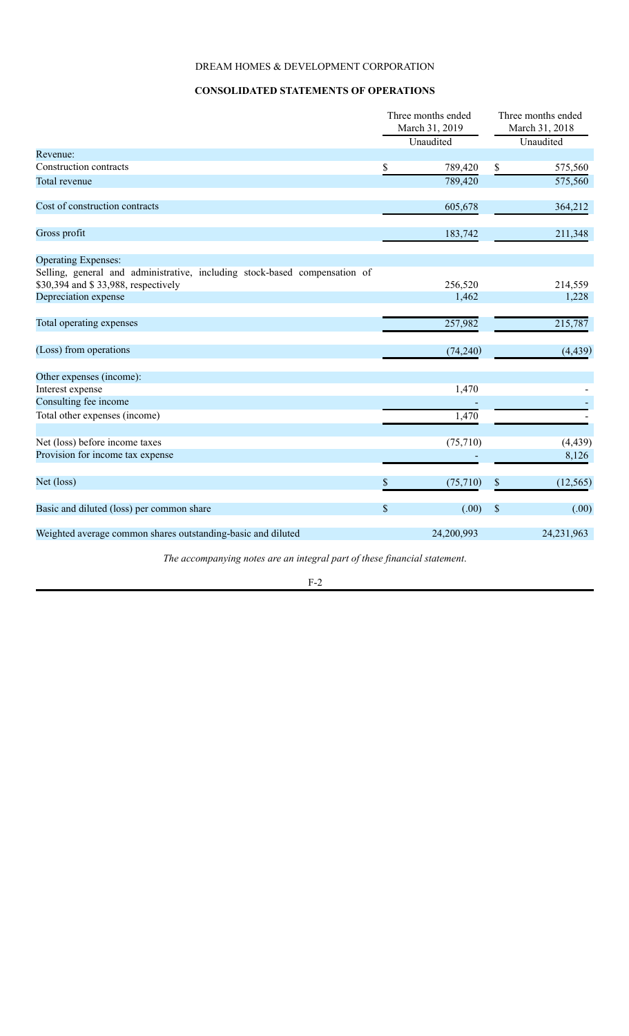DREAM HOMES & DEVELOPMENT CORPORATION

**CONSOLIDATED STATEMENTS OF OPERATIONS**

| | Three months ended March 31, 2019 | Three months ended March 31, 2018 |
|---|---|---|
| | Unaudited | Unaudited |
| Revenue: | | |
| Construction contracts | $ 789,420 | $ 575,560 |
| Total revenue | 789,420 | 575,560 |
| | | |
| Cost of construction contracts | 605,678 | 364,212 |
| | | |
| Gross profit | 183,742 | 211,348 |
| | | |
| Operating Expenses: | | |
| Selling, general and administrative, including stock-based compensation of $30,394 and $ 33,988, respectively | 256,520 | 214,559 |
| Depreciation expense | 1,462 | 1,228 |
| | | |
| Total operating expenses | 257,982 | 215,787 |
| | | |
| (Loss) from operations | (74,240) | (4,439) |
| | | |
| Other expenses (income): | | |
| Interest expense | 1,470 | - |
| Consulting fee income | - | - |
| Total other expenses (income) | 1,470 | - |
| | | |
| Net (loss) before income taxes | (75,710) | (4,439) |
| Provision for income tax expense | - | 8,126 |
| | | |
| Net (loss) | $ (75,710) | $ (12,565) |
| | | |
| Basic and diluted (loss) per common share | $ (.00) | $ (.00) |
| | | |
| Weighted average common shares outstanding-basic and diluted | 24,200,993 | 24,231,963 |

*The accompanying notes are an integral part of these financial statement.*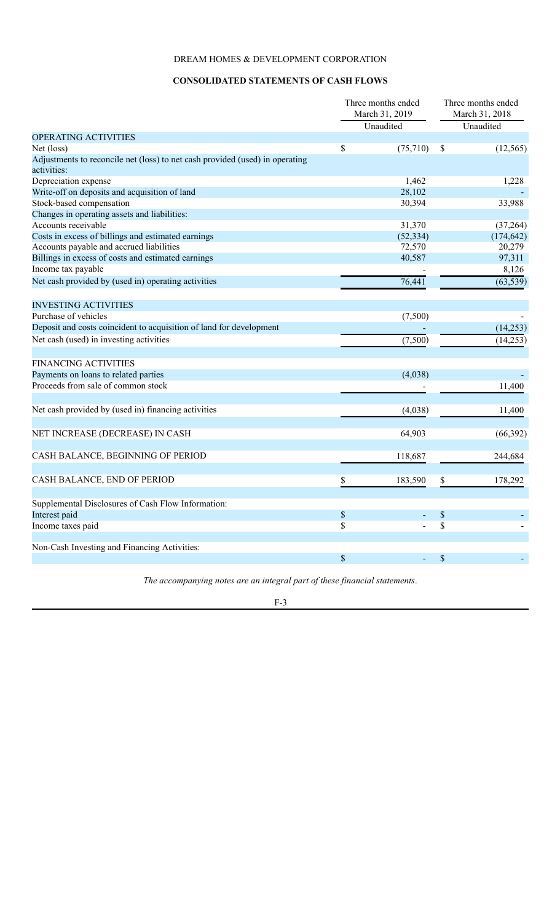DREAM HOMES & DEVELOPMENT CORPORATION

## CONSOLIDATED STATEMENTS OF CASH FLOWS

| | Three months ended March 31, 2019 | Three months ended March 31, 2018 |
|---|---|---|
| | Unaudited | Unaudited |
| OPERATING ACTIVITIES | | |
| Net (loss) | $ (75,710) | $ (12,565) |
| Adjustments to reconcile net (loss) to net cash provided (used) in operating activities: | | |
| Depreciation expense | 1,462 | 1,228 |
| Write-off on deposits and acquisition of land | 28,102 | - |
| Stock-based compensation | 30,394 | 33,988 |
| Changes in operating assets and liabilities: | | |
| Accounts receivable | 31,370 | (37,264) |
| Costs in excess of billings and estimated earnings | (52,334) | (174,642) |
| Accounts payable and accrued liabilities | 72,570 | 20,279 |
| Billings in excess of costs and estimated earnings | 40,587 | 97,311 |
| Income tax payable | - | 8,126 |
| Net cash provided by (used in) operating activities | 76,441 | (63,539) |
| | | |
| INVESTING ACTIVITIES | | |
| Purchase of vehicles | (7,500) | - |
| Deposit and costs coincident to acquisition of land for development | - | (14,253) |
| Net cash (used) in investing activities | (7,500) | (14,253) |
| | | |
| FINANCING ACTIVITIES | | |
| Payments on loans to related parties | (4,038) | - |
| Proceeds from sale of common stock | - | 11,400 |
| | | |
| Net cash provided by (used in) financing activities | (4,038) | 11,400 |
| | | |
| NET INCREASE (DECREASE) IN CASH | 64,903 | (66,392) |
| | | |
| CASH BALANCE, BEGINNING OF PERIOD | 118,687 | 244,684 |
| | | |
| CASH BALANCE, END OF PERIOD | $ 183,590 | $ 178,292 |
| | | |
| Supplemental Disclosures of Cash Flow Information: | | |
| Interest paid | $ - | $ - |
| Income taxes paid | $ - | $ - |
| | | |
| Non-Cash Investing and Financing Activities: | | |
| | $ - | $ - |

*The accompanying notes are an integral part of these financial statements.*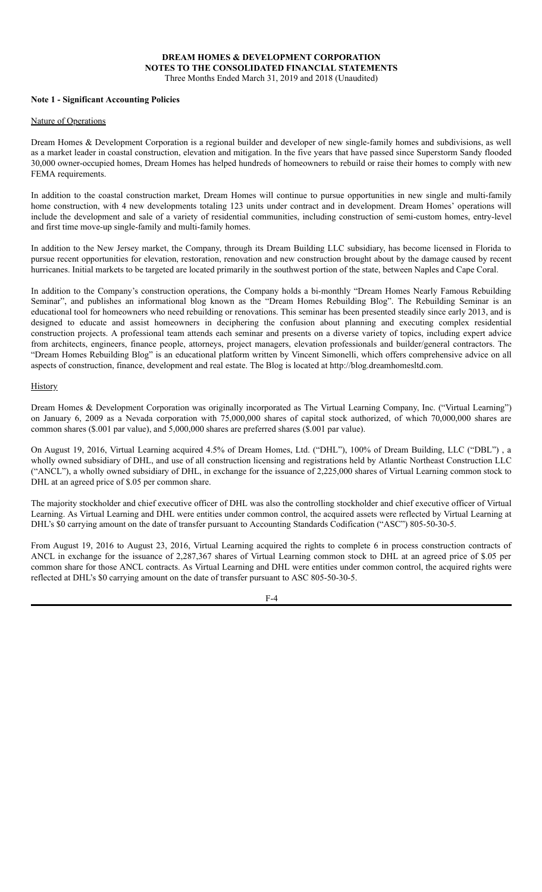**DREAM HOMES & DEVELOPMENT CORPORATION**
**NOTES TO THE CONSOLIDATED FINANCIAL STATEMENTS**
Three Months Ended March 31, 2019 and 2018 (Unaudited)

**Note 1 - Significant Accounting Policies**

Nature of Operations

Dream Homes & Development Corporation is a regional builder and developer of new single-family homes and subdivisions, as well as a market leader in coastal construction, elevation and mitigation. In the five years that have passed since Superstorm Sandy flooded 30,000 owner-occupied homes, Dream Homes has helped hundreds of homeowners to rebuild or raise their homes to comply with new FEMA requirements.

In addition to the coastal construction market, Dream Homes will continue to pursue opportunities in new single and multi-family home construction, with 4 new developments totaling 123 units under contract and in development. Dream Homes' operations will include the development and sale of a variety of residential communities, including construction of semi-custom homes, entry-level and first time move-up single-family and multi-family homes.

In addition to the New Jersey market, the Company, through its Dream Building LLC subsidiary, has become licensed in Florida to pursue recent opportunities for elevation, restoration, renovation and new construction brought about by the damage caused by recent hurricanes. Initial markets to be targeted are located primarily in the southwest portion of the state, between Naples and Cape Coral.

In addition to the Company's construction operations, the Company holds a bi-monthly "Dream Homes Nearly Famous Rebuilding Seminar", and publishes an informational blog known as the "Dream Homes Rebuilding Blog". The Rebuilding Seminar is an educational tool for homeowners who need rebuilding or renovations. This seminar has been presented steadily since early 2013, and is designed to educate and assist homeowners in deciphering the confusion about planning and executing complex residential construction projects. A professional team attends each seminar and presents on a diverse variety of topics, including expert advice from architects, engineers, finance people, attorneys, project managers, elevation professionals and builder/general contractors. The "Dream Homes Rebuilding Blog" is an educational platform written by Vincent Simonelli, which offers comprehensive advice on all aspects of construction, finance, development and real estate. The Blog is located at http://blog.dreamhomesltd.com.

History

Dream Homes & Development Corporation was originally incorporated as The Virtual Learning Company, Inc. ("Virtual Learning") on January 6, 2009 as a Nevada corporation with 75,000,000 shares of capital stock authorized, of which 70,000,000 shares are common shares ($.001 par value), and 5,000,000 shares are preferred shares ($.001 par value).

On August 19, 2016, Virtual Learning acquired 4.5% of Dream Homes, Ltd. ("DHL"), 100% of Dream Building, LLC ("DBL") , a wholly owned subsidiary of DHL, and use of all construction licensing and registrations held by Atlantic Northeast Construction LLC ("ANCL"), a wholly owned subsidiary of DHL, in exchange for the issuance of 2,225,000 shares of Virtual Learning common stock to DHL at an agreed price of $.05 per common share.

The majority stockholder and chief executive officer of DHL was also the controlling stockholder and chief executive officer of Virtual Learning. As Virtual Learning and DHL were entities under common control, the acquired assets were reflected by Virtual Learning at DHL's $0 carrying amount on the date of transfer pursuant to Accounting Standards Codification ("ASC") 805-50-30-5.

From August 19, 2016 to August 23, 2016, Virtual Learning acquired the rights to complete 6 in process construction contracts of ANCL in exchange for the issuance of 2,287,367 shares of Virtual Learning common stock to DHL at an agreed price of $.05 per common share for those ANCL contracts. As Virtual Learning and DHL were entities under common control, the acquired rights were reflected at DHL's $0 carrying amount on the date of transfer pursuant to ASC 805-50-30-5.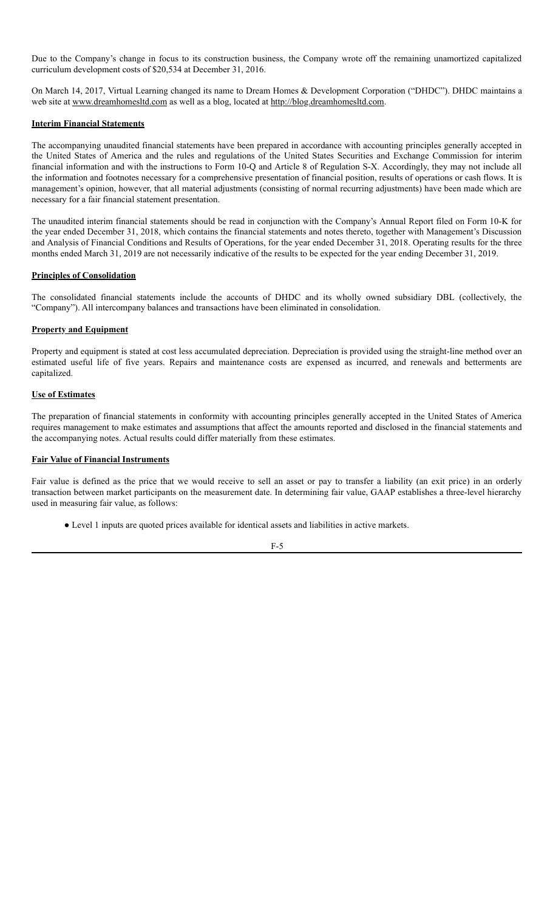Due to the Company's change in focus to its construction business, the Company wrote off the remaining unamortized capitalized curriculum development costs of $20,534 at December 31, 2016.

On March 14, 2017, Virtual Learning changed its name to Dream Homes & Development Corporation ("DHDC"). DHDC maintains a web site at www.dreamhomesltd.com as well as a blog, located at http://blog.dreamhomesltd.com.

**Interim Financial Statements**

The accompanying unaudited financial statements have been prepared in accordance with accounting principles generally accepted in the United States of America and the rules and regulations of the United States Securities and Exchange Commission for interim financial information and with the instructions to Form 10-Q and Article 8 of Regulation S-X. Accordingly, they may not include all the information and footnotes necessary for a comprehensive presentation of financial position, results of operations or cash flows. It is management's opinion, however, that all material adjustments (consisting of normal recurring adjustments) have been made which are necessary for a fair financial statement presentation.

The unaudited interim financial statements should be read in conjunction with the Company's Annual Report filed on Form 10-K for the year ended December 31, 2018, which contains the financial statements and notes thereto, together with Management's Discussion and Analysis of Financial Conditions and Results of Operations, for the year ended December 31, 2018. Operating results for the three months ended March 31, 2019 are not necessarily indicative of the results to be expected for the year ending December 31, 2019.

**Principles of Consolidation**

The consolidated financial statements include the accounts of DHDC and its wholly owned subsidiary DBL (collectively, the "Company"). All intercompany balances and transactions have been eliminated in consolidation.

**Property and Equipment**

Property and equipment is stated at cost less accumulated depreciation. Depreciation is provided using the straight-line method over an estimated useful life of five years. Repairs and maintenance costs are expensed as incurred, and renewals and betterments are capitalized.

**Use of Estimates**

The preparation of financial statements in conformity with accounting principles generally accepted in the United States of America requires management to make estimates and assumptions that affect the amounts reported and disclosed in the financial statements and the accompanying notes. Actual results could differ materially from these estimates.

**Fair Value of Financial Instruments**

Fair value is defined as the price that we would receive to sell an asset or pay to transfer a liability (an exit price) in an orderly transaction between market participants on the measurement date. In determining fair value, GAAP establishes a three-level hierarchy used in measuring fair value, as follows:

- Level 1 inputs are quoted prices available for identical assets and liabilities in active markets.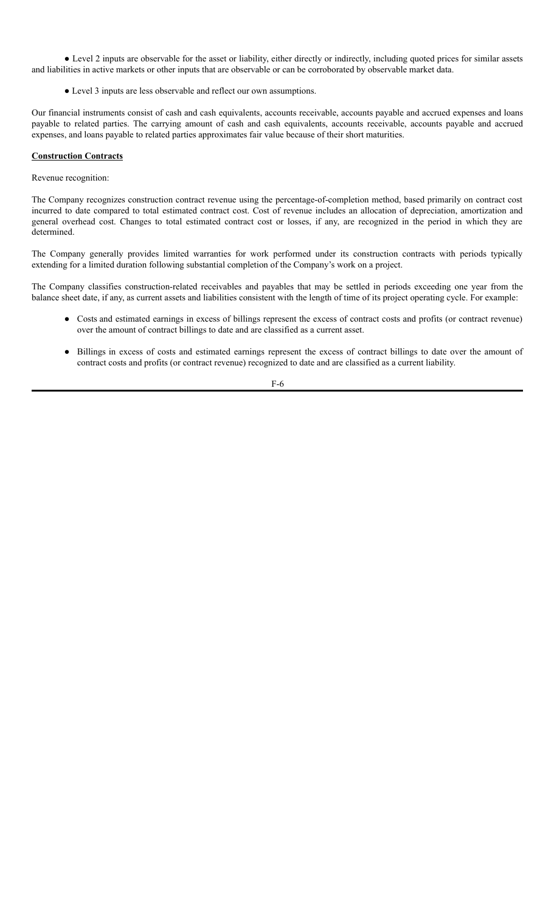- Level 2 inputs are observable for the asset or liability, either directly or indirectly, including quoted prices for similar assets and liabilities in active markets or other inputs that are observable or can be corroborated by observable market data.

- Level 3 inputs are less observable and reflect our own assumptions.

Our financial instruments consist of cash and cash equivalents, accounts receivable, accounts payable and accrued expenses and loans payable to related parties. The carrying amount of cash and cash equivalents, accounts receivable, accounts payable and accrued expenses, and loans payable to related parties approximates fair value because of their short maturities.

**Construction Contracts**

Revenue recognition:

The Company recognizes construction contract revenue using the percentage-of-completion method, based primarily on contract cost incurred to date compared to total estimated contract cost. Cost of revenue includes an allocation of depreciation, amortization and general overhead cost. Changes to total estimated contract cost or losses, if any, are recognized in the period in which they are determined.

The Company generally provides limited warranties for work performed under its construction contracts with periods typically extending for a limited duration following substantial completion of the Company's work on a project.

The Company classifies construction-related receivables and payables that may be settled in periods exceeding one year from the balance sheet date, if any, as current assets and liabilities consistent with the length of time of its project operating cycle. For example:

- Costs and estimated earnings in excess of billings represent the excess of contract costs and profits (or contract revenue) over the amount of contract billings to date and are classified as a current asset.

- Billings in excess of costs and estimated earnings represent the excess of contract billings to date over the amount of contract costs and profits (or contract revenue) recognized to date and are classified as a current liability.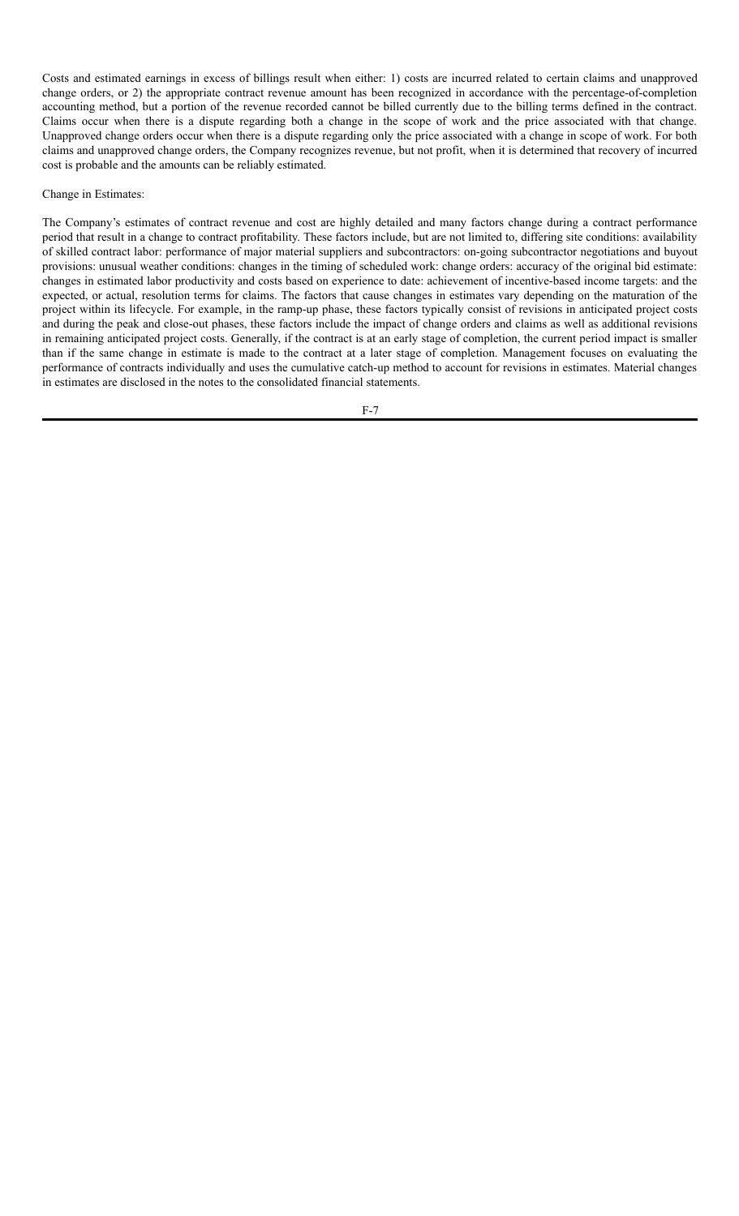Costs and estimated earnings in excess of billings result when either: 1) costs are incurred related to certain claims and unapproved change orders, or 2) the appropriate contract revenue amount has been recognized in accordance with the percentage-of-completion accounting method, but a portion of the revenue recorded cannot be billed currently due to the billing terms defined in the contract. Claims occur when there is a dispute regarding both a change in the scope of work and the price associated with that change. Unapproved change orders occur when there is a dispute regarding only the price associated with a change in scope of work. For both claims and unapproved change orders, the Company recognizes revenue, but not profit, when it is determined that recovery of incurred cost is probable and the amounts can be reliably estimated.

Change in Estimates:

The Company's estimates of contract revenue and cost are highly detailed and many factors change during a contract performance period that result in a change to contract profitability. These factors include, but are not limited to, differing site conditions: availability of skilled contract labor: performance of major material suppliers and subcontractors: on-going subcontractor negotiations and buyout provisions: unusual weather conditions: changes in the timing of scheduled work: change orders: accuracy of the original bid estimate: changes in estimated labor productivity and costs based on experience to date: achievement of incentive-based income targets: and the expected, or actual, resolution terms for claims. The factors that cause changes in estimates vary depending on the maturation of the project within its lifecycle. For example, in the ramp-up phase, these factors typically consist of revisions in anticipated project costs and during the peak and close-out phases, these factors include the impact of change orders and claims as well as additional revisions in remaining anticipated project costs. Generally, if the contract is at an early stage of completion, the current period impact is smaller than if the same change in estimate is made to the contract at a later stage of completion. Management focuses on evaluating the performance of contracts individually and uses the cumulative catch-up method to account for revisions in estimates. Material changes in estimates are disclosed in the notes to the consolidated financial statements.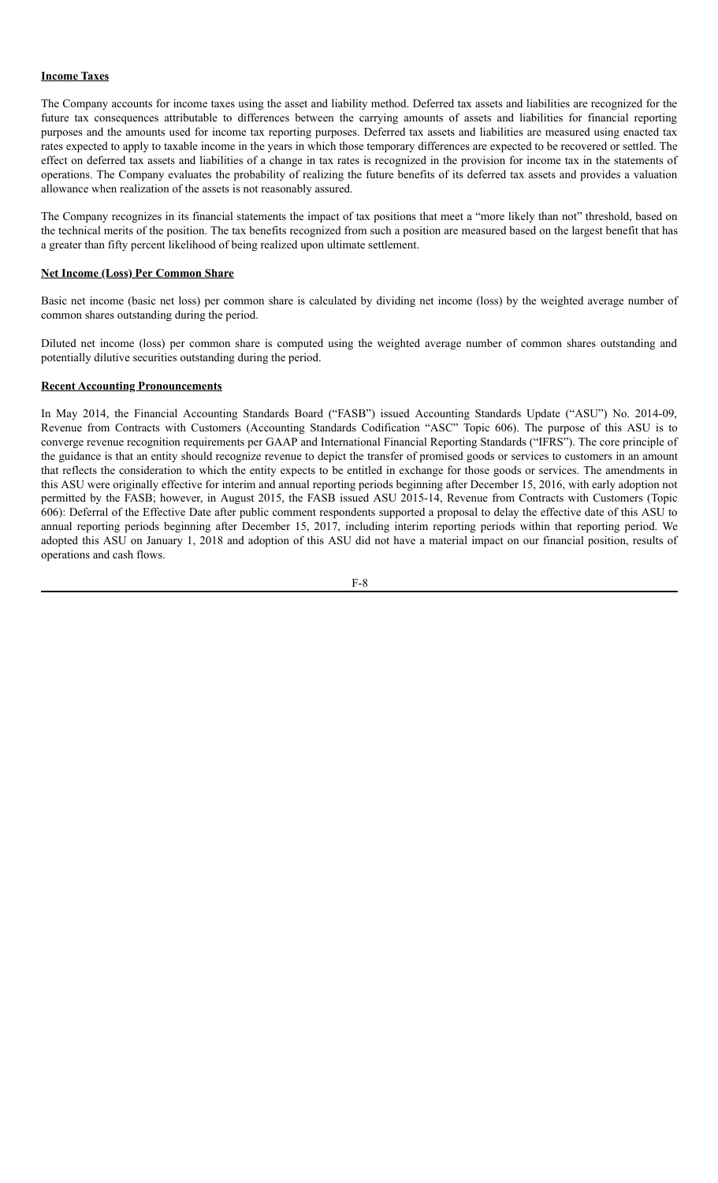**Income Taxes**

The Company accounts for income taxes using the asset and liability method. Deferred tax assets and liabilities are recognized for the future tax consequences attributable to differences between the carrying amounts of assets and liabilities for financial reporting purposes and the amounts used for income tax reporting purposes. Deferred tax assets and liabilities are measured using enacted tax rates expected to apply to taxable income in the years in which those temporary differences are expected to be recovered or settled. The effect on deferred tax assets and liabilities of a change in tax rates is recognized in the provision for income tax in the statements of operations. The Company evaluates the probability of realizing the future benefits of its deferred tax assets and provides a valuation allowance when realization of the assets is not reasonably assured.

The Company recognizes in its financial statements the impact of tax positions that meet a "more likely than not" threshold, based on the technical merits of the position. The tax benefits recognized from such a position are measured based on the largest benefit that has a greater than fifty percent likelihood of being realized upon ultimate settlement.

**Net Income (Loss) Per Common Share**

Basic net income (basic net loss) per common share is calculated by dividing net income (loss) by the weighted average number of common shares outstanding during the period.

Diluted net income (loss) per common share is computed using the weighted average number of common shares outstanding and potentially dilutive securities outstanding during the period.

**Recent Accounting Pronouncements**

In May 2014, the Financial Accounting Standards Board ("FASB") issued Accounting Standards Update ("ASU") No. 2014-09, Revenue from Contracts with Customers (Accounting Standards Codification "ASC" Topic 606). The purpose of this ASU is to converge revenue recognition requirements per GAAP and International Financial Reporting Standards ("IFRS"). The core principle of the guidance is that an entity should recognize revenue to depict the transfer of promised goods or services to customers in an amount that reflects the consideration to which the entity expects to be entitled in exchange for those goods or services. The amendments in this ASU were originally effective for interim and annual reporting periods beginning after December 15, 2016, with early adoption not permitted by the FASB; however, in August 2015, the FASB issued ASU 2015-14, Revenue from Contracts with Customers (Topic 606): Deferral of the Effective Date after public comment respondents supported a proposal to delay the effective date of this ASU to annual reporting periods beginning after December 15, 2017, including interim reporting periods within that reporting period. We adopted this ASU on January 1, 2018 and adoption of this ASU did not have a material impact on our financial position, results of operations and cash flows.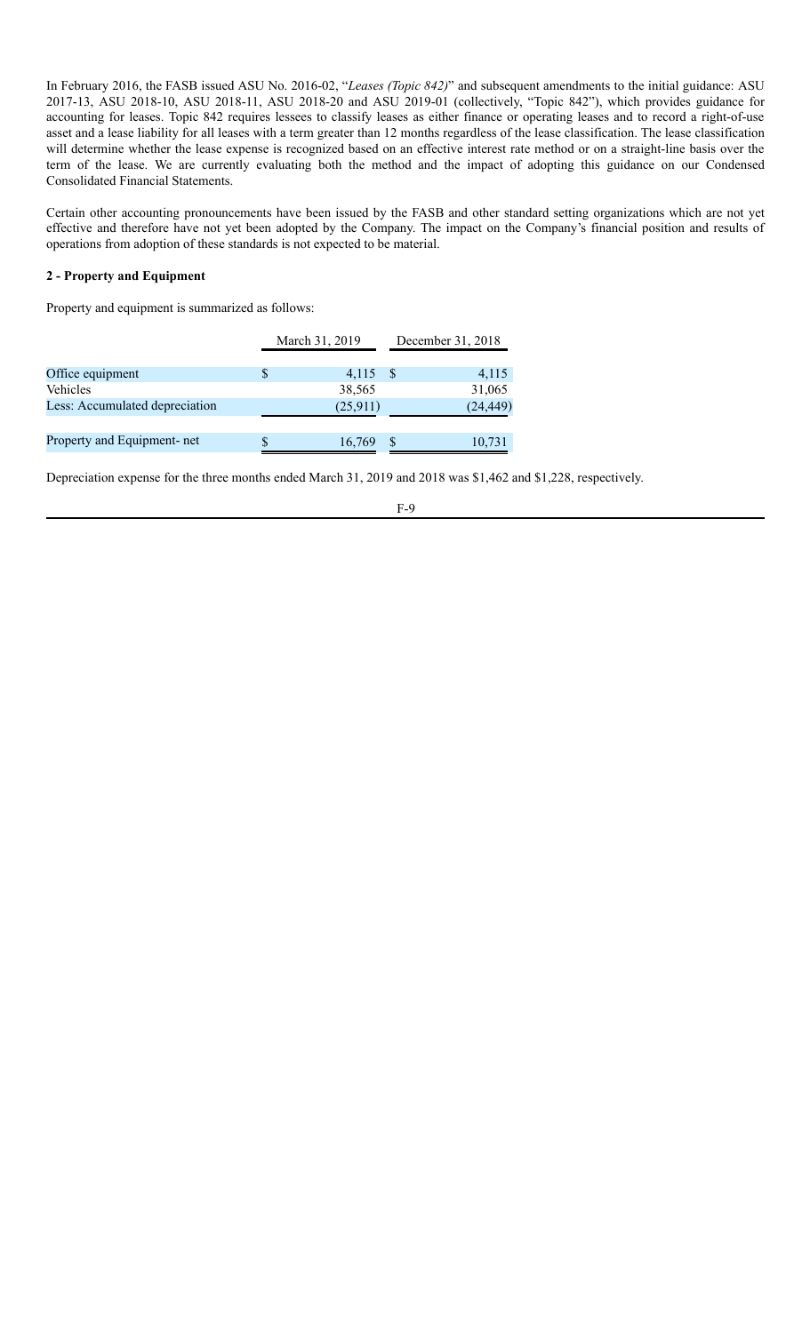In February 2016, the FASB issued ASU No. 2016-02, "*Leases (Topic 842)*" and subsequent amendments to the initial guidance: ASU 2017-13, ASU 2018-10, ASU 2018-11, ASU 2018-20 and ASU 2019-01 (collectively, "Topic 842"), which provides guidance for accounting for leases. Topic 842 requires lessees to classify leases as either finance or operating leases and to record a right-of-use asset and a lease liability for all leases with a term greater than 12 months regardless of the lease classification. The lease classification will determine whether the lease expense is recognized based on an effective interest rate method or on a straight-line basis over the term of the lease. We are currently evaluating both the method and the impact of adopting this guidance on our Condensed Consolidated Financial Statements.

Certain other accounting pronouncements have been issued by the FASB and other standard setting organizations which are not yet effective and therefore have not yet been adopted by the Company. The impact on the Company's financial position and results of operations from adoption of these standards is not expected to be material.

**2 - Property and Equipment**

Property and equipment is summarized as follows:

| | March 31, 2019 | December 31, 2018 |
|---|---|---|
| Office equipment | $ 4,115 | $ 4,115 |
| Vehicles | 38,565 | 31,065 |
| Less: Accumulated depreciation | (25,911) | (24,449) |
| Property and Equipment- net | $ 16,769 | $ 10,731 |

Depreciation expense for the three months ended March 31, 2019 and 2018 was $1,462 and $1,228, respectively.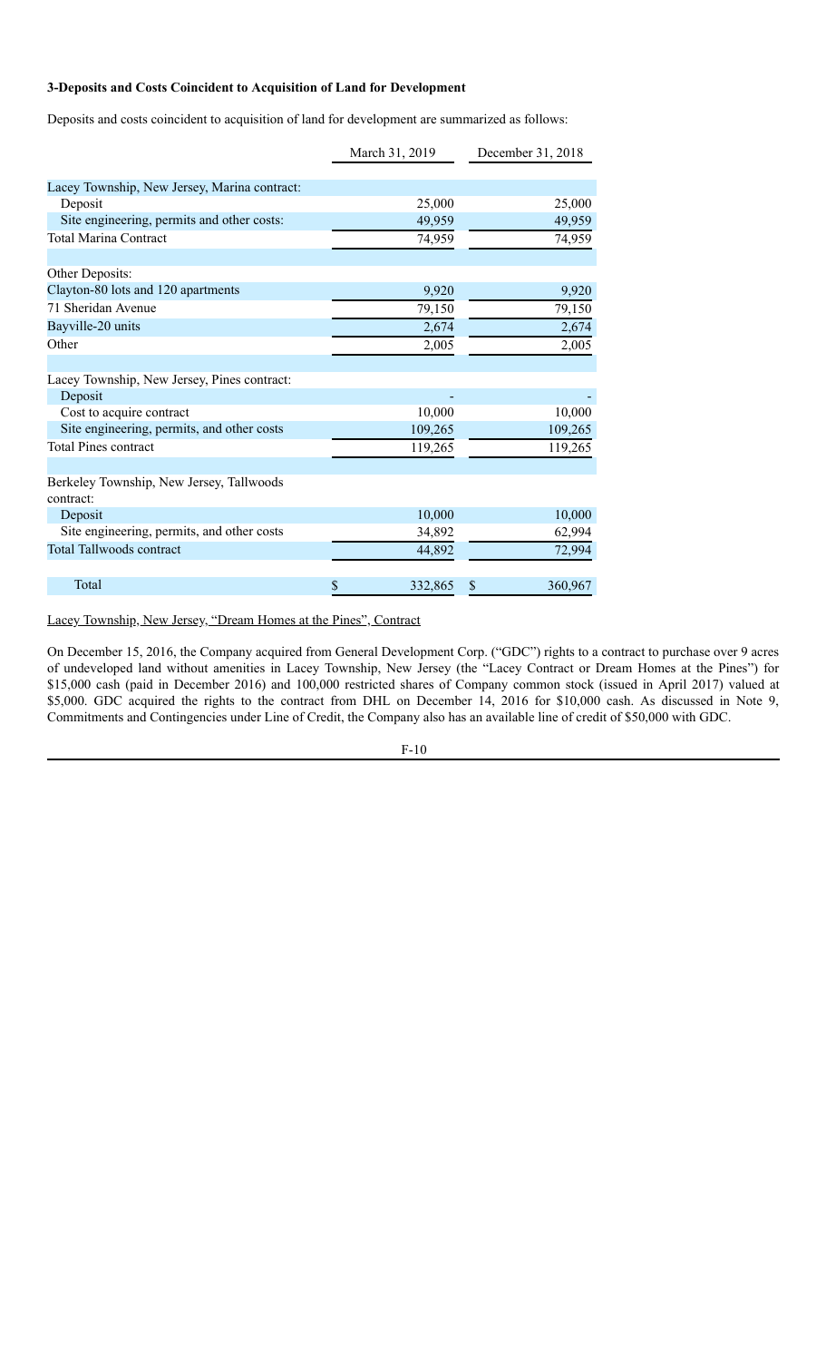**3-Deposits and Costs Coincident to Acquisition of Land for Development**

Deposits and costs coincident to acquisition of land for development are summarized as follows:

| | March 31, 2019 | December 31, 2018 |
|---|---|---|
| Lacey Township, New Jersey, Marina contract: | | |
| Deposit | 25,000 | 25,000 |
| Site engineering, permits and other costs: | 49,959 | 49,959 |
| Total Marina Contract | 74,959 | 74,959 |
| | | |
| Other Deposits: | | |
| Clayton-80 lots and 120 apartments | 9,920 | 9,920 |
| 71 Sheridan Avenue | 79,150 | 79,150 |
| Bayville-20 units | 2,674 | 2,674 |
| Other | 2,005 | 2,005 |
| | | |
| Lacey Township, New Jersey, Pines contract: | | |
| Deposit | - | - |
| Cost to acquire contract | 10,000 | 10,000 |
| Site engineering, permits, and other costs | 109,265 | 109,265 |
| Total Pines contract | 119,265 | 119,265 |
| | | |
| Berkeley Township, New Jersey, Tallwoods contract: | | |
| Deposit | 10,000 | 10,000 |
| Site engineering, permits, and other costs | 34,892 | 62,994 |
| Total Tallwoods contract | 44,892 | 72,994 |
| | | |
| Total | $ 332,865 | $ 360,967 |

Lacey Township, New Jersey, "Dream Homes at the Pines", Contract

On December 15, 2016, the Company acquired from General Development Corp. ("GDC") rights to a contract to purchase over 9 acres of undeveloped land without amenities in Lacey Township, New Jersey (the "Lacey Contract or Dream Homes at the Pines") for $15,000 cash (paid in December 2016) and 100,000 restricted shares of Company common stock (issued in April 2017) valued at $5,000. GDC acquired the rights to the contract from DHL on December 14, 2016 for $10,000 cash. As discussed in Note 9, Commitments and Contingencies under Line of Credit, the Company also has an available line of credit of $50,000 with GDC.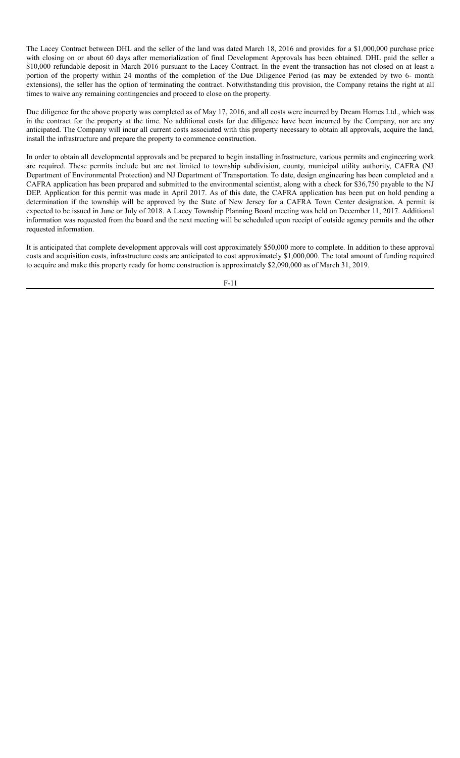The Lacey Contract between DHL and the seller of the land was dated March 18, 2016 and provides for a $1,000,000 purchase price with closing on or about 60 days after memorialization of final Development Approvals has been obtained. DHL paid the seller a $10,000 refundable deposit in March 2016 pursuant to the Lacey Contract. In the event the transaction has not closed on at least a portion of the property within 24 months of the completion of the Due Diligence Period (as may be extended by two 6- month extensions), the seller has the option of terminating the contract. Notwithstanding this provision, the Company retains the right at all times to waive any remaining contingencies and proceed to close on the property.

Due diligence for the above property was completed as of May 17, 2016, and all costs were incurred by Dream Homes Ltd., which was in the contract for the property at the time. No additional costs for due diligence have been incurred by the Company, nor are any anticipated. The Company will incur all current costs associated with this property necessary to obtain all approvals, acquire the land, install the infrastructure and prepare the property to commence construction.

In order to obtain all developmental approvals and be prepared to begin installing infrastructure, various permits and engineering work are required. These permits include but are not limited to township subdivision, county, municipal utility authority, CAFRA (NJ Department of Environmental Protection) and NJ Department of Transportation. To date, design engineering has been completed and a CAFRA application has been prepared and submitted to the environmental scientist, along with a check for $36,750 payable to the NJ DEP. Application for this permit was made in April 2017. As of this date, the CAFRA application has been put on hold pending a determination if the township will be approved by the State of New Jersey for a CAFRA Town Center designation. A permit is expected to be issued in June or July of 2018. A Lacey Township Planning Board meeting was held on December 11, 2017. Additional information was requested from the board and the next meeting will be scheduled upon receipt of outside agency permits and the other requested information.

It is anticipated that complete development approvals will cost approximately $50,000 more to complete. In addition to these approval costs and acquisition costs, infrastructure costs are anticipated to cost approximately $1,000,000. The total amount of funding required to acquire and make this property ready for home construction is approximately $2,090,000 as of March 31, 2019.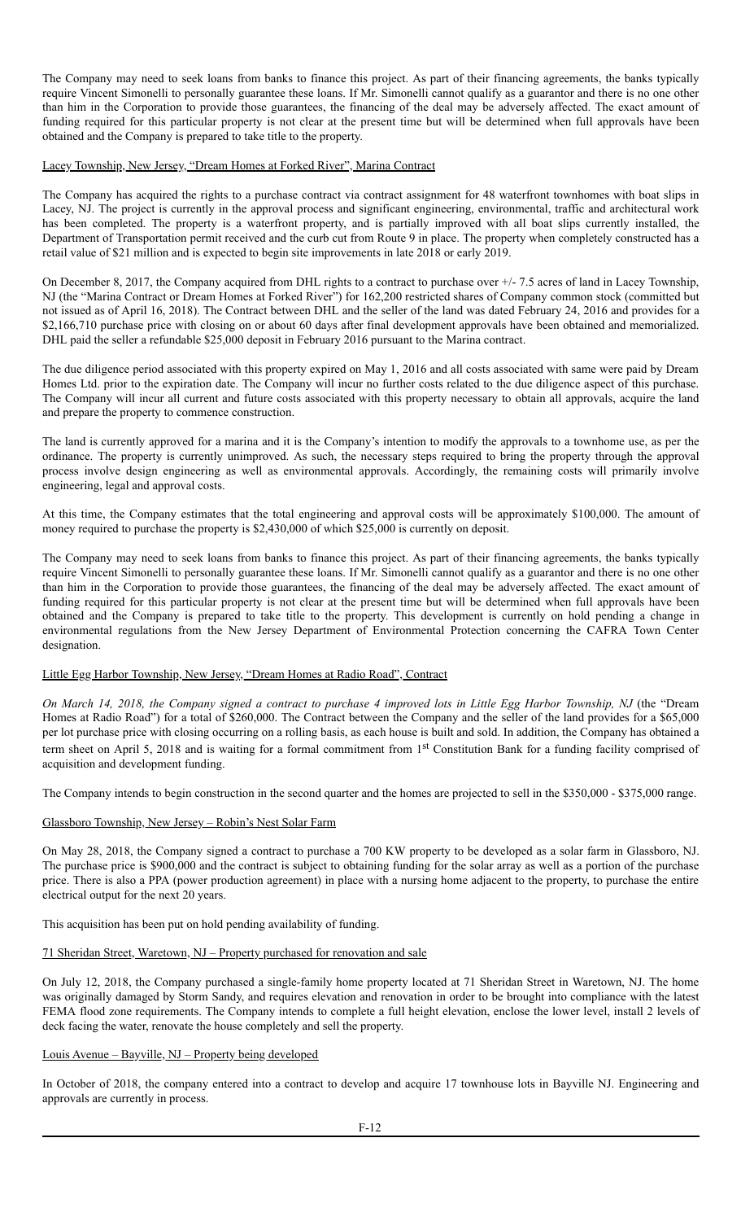The Company may need to seek loans from banks to finance this project. As part of their financing agreements, the banks typically require Vincent Simonelli to personally guarantee these loans. If Mr. Simonelli cannot qualify as a guarantor and there is no one other than him in the Corporation to provide those guarantees, the financing of the deal may be adversely affected. The exact amount of funding required for this particular property is not clear at the present time but will be determined when full approvals have been obtained and the Company is prepared to take title to the property.

Lacey Township, New Jersey, "Dream Homes at Forked River", Marina Contract

The Company has acquired the rights to a purchase contract via contract assignment for 48 waterfront townhomes with boat slips in Lacey, NJ. The project is currently in the approval process and significant engineering, environmental, traffic and architectural work has been completed. The property is a waterfront property, and is partially improved with all boat slips currently installed, the Department of Transportation permit received and the curb cut from Route 9 in place. The property when completely constructed has a retail value of $21 million and is expected to begin site improvements in late 2018 or early 2019.

On December 8, 2017, the Company acquired from DHL rights to a contract to purchase over +/- 7.5 acres of land in Lacey Township, NJ (the "Marina Contract or Dream Homes at Forked River") for 162,200 restricted shares of Company common stock (committed but not issued as of April 16, 2018). The Contract between DHL and the seller of the land was dated February 24, 2016 and provides for a $2,166,710 purchase price with closing on or about 60 days after final development approvals have been obtained and memorialized. DHL paid the seller a refundable $25,000 deposit in February 2016 pursuant to the Marina contract.

The due diligence period associated with this property expired on May 1, 2016 and all costs associated with same were paid by Dream Homes Ltd. prior to the expiration date. The Company will incur no further costs related to the due diligence aspect of this purchase. The Company will incur all current and future costs associated with this property necessary to obtain all approvals, acquire the land and prepare the property to commence construction.

The land is currently approved for a marina and it is the Company's intention to modify the approvals to a townhome use, as per the ordinance. The property is currently unimproved. As such, the necessary steps required to bring the property through the approval process involve design engineering as well as environmental approvals. Accordingly, the remaining costs will primarily involve engineering, legal and approval costs.

At this time, the Company estimates that the total engineering and approval costs will be approximately $100,000. The amount of money required to purchase the property is $2,430,000 of which $25,000 is currently on deposit.

The Company may need to seek loans from banks to finance this project. As part of their financing agreements, the banks typically require Vincent Simonelli to personally guarantee these loans. If Mr. Simonelli cannot qualify as a guarantor and there is no one other than him in the Corporation to provide those guarantees, the financing of the deal may be adversely affected. The exact amount of funding required for this particular property is not clear at the present time but will be determined when full approvals have been obtained and the Company is prepared to take title to the property. This development is currently on hold pending a change in environmental regulations from the New Jersey Department of Environmental Protection concerning the CAFRA Town Center designation.

Little Egg Harbor Township, New Jersey, "Dream Homes at Radio Road", Contract

*On March 14, 2018, the Company signed a contract to purchase 4 improved lots in Little Egg Harbor Township, NJ* (the "Dream Homes at Radio Road") for a total of $260,000. The Contract between the Company and the seller of the land provides for a $65,000 per lot purchase price with closing occurring on a rolling basis, as each house is built and sold. In addition, the Company has obtained a term sheet on April 5, 2018 and is waiting for a formal commitment from 1st Constitution Bank for a funding facility comprised of acquisition and development funding.

The Company intends to begin construction in the second quarter and the homes are projected to sell in the $350,000 - $375,000 range.

Glassboro Township, New Jersey – Robin's Nest Solar Farm

On May 28, 2018, the Company signed a contract to purchase a 700 KW property to be developed as a solar farm in Glassboro, NJ. The purchase price is $900,000 and the contract is subject to obtaining funding for the solar array as well as a portion of the purchase price. There is also a PPA (power production agreement) in place with a nursing home adjacent to the property, to purchase the entire electrical output for the next 20 years.

This acquisition has been put on hold pending availability of funding.

71 Sheridan Street, Waretown, NJ – Property purchased for renovation and sale

On July 12, 2018, the Company purchased a single-family home property located at 71 Sheridan Street in Waretown, NJ. The home was originally damaged by Storm Sandy, and requires elevation and renovation in order to be brought into compliance with the latest FEMA flood zone requirements. The Company intends to complete a full height elevation, enclose the lower level, install 2 levels of deck facing the water, renovate the house completely and sell the property.

Louis Avenue – Bayville, NJ – Property being developed

In October of 2018, the company entered into a contract to develop and acquire 17 townhouse lots in Bayville NJ. Engineering and approvals are currently in process.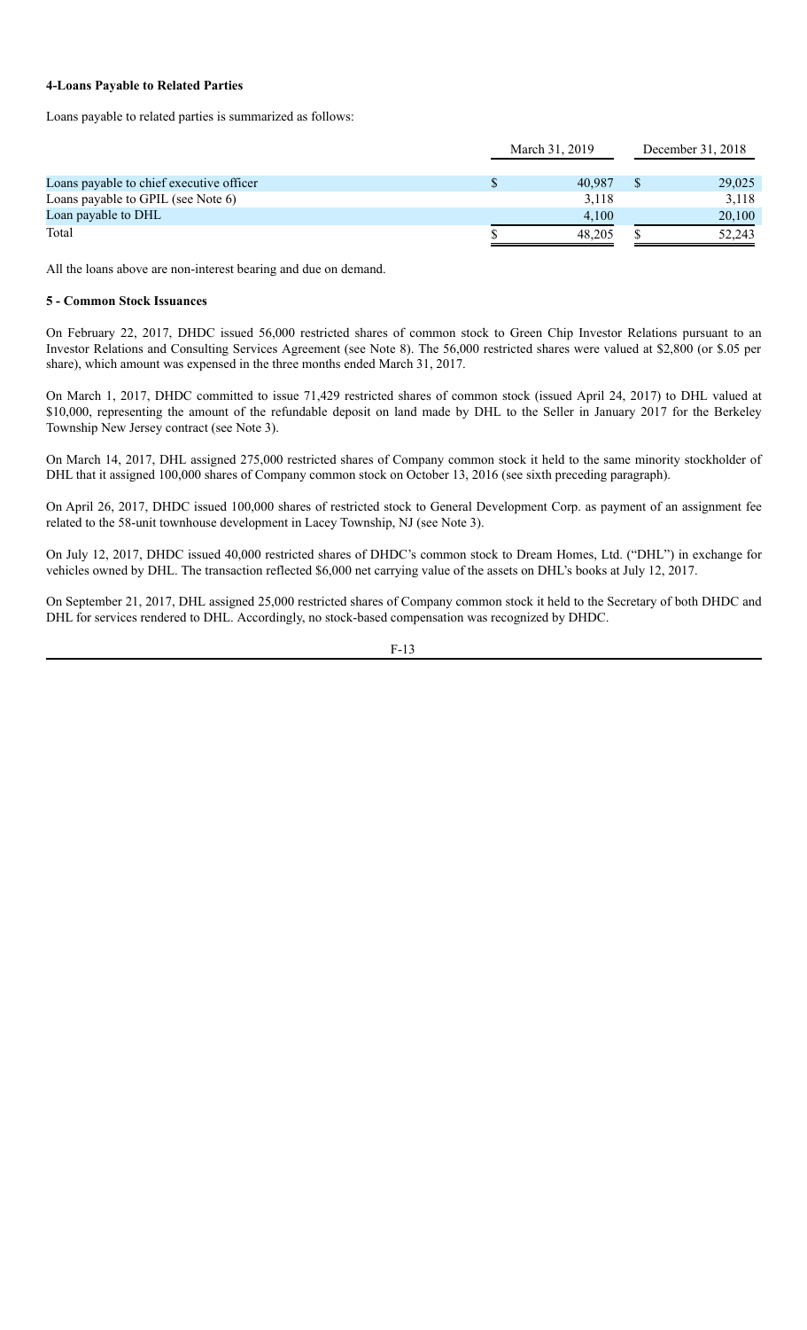**4-Loans Payable to Related Parties**

Loans payable to related parties is summarized as follows:

| | March 31, 2019 | December 31, 2018 |
|---|---|---|
| Loans payable to chief executive officer | $ 40,987 | $ 29,025 |
| Loans payable to GPIL (see Note 6) | 3,118 | 3,118 |
| Loan payable to DHL | 4,100 | 20,100 |
| Total | $ 48,205 | $ 52,243 |

All the loans above are non-interest bearing and due on demand.

**5 - Common Stock Issuances**

On February 22, 2017, DHDC issued 56,000 restricted shares of common stock to Green Chip Investor Relations pursuant to an Investor Relations and Consulting Services Agreement (see Note 8). The 56,000 restricted shares were valued at $2,800 (or $.05 per share), which amount was expensed in the three months ended March 31, 2017.

On March 1, 2017, DHDC committed to issue 71,429 restricted shares of common stock (issued April 24, 2017) to DHL valued at $10,000, representing the amount of the refundable deposit on land made by DHL to the Seller in January 2017 for the Berkeley Township New Jersey contract (see Note 3).

On March 14, 2017, DHL assigned 275,000 restricted shares of Company common stock it held to the same minority stockholder of DHL that it assigned 100,000 shares of Company common stock on October 13, 2016 (see sixth preceding paragraph).

On April 26, 2017, DHDC issued 100,000 shares of restricted stock to General Development Corp. as payment of an assignment fee related to the 58-unit townhouse development in Lacey Township, NJ (see Note 3).

On July 12, 2017, DHDC issued 40,000 restricted shares of DHDC's common stock to Dream Homes, Ltd. ("DHL") in exchange for vehicles owned by DHL. The transaction reflected $6,000 net carrying value of the assets on DHL's books at July 12, 2017.

On September 21, 2017, DHL assigned 25,000 restricted shares of Company common stock it held to the Secretary of both DHDC and DHL for services rendered to DHL. Accordingly, no stock-based compensation was recognized by DHDC.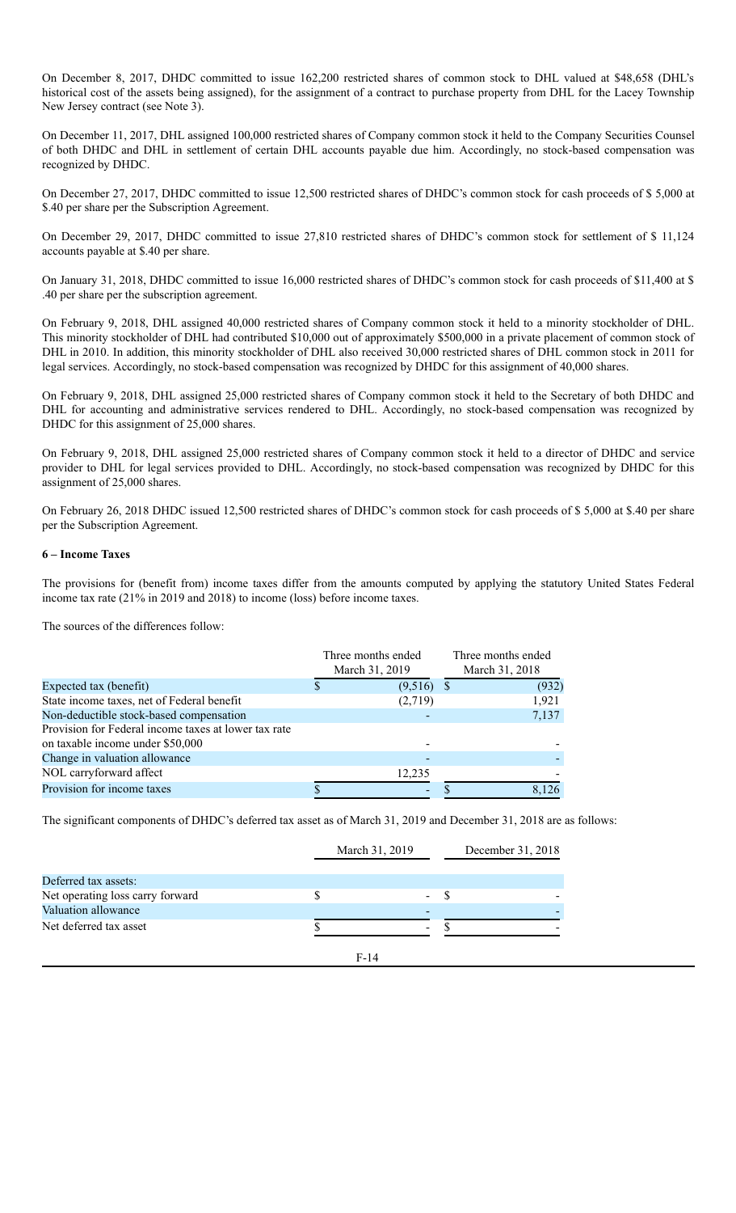On December 8, 2017, DHDC committed to issue 162,200 restricted shares of common stock to DHL valued at $48,658 (DHL's historical cost of the assets being assigned), for the assignment of a contract to purchase property from DHL for the Lacey Township New Jersey contract (see Note 3).

On December 11, 2017, DHL assigned 100,000 restricted shares of Company common stock it held to the Company Securities Counsel of both DHDC and DHL in settlement of certain DHL accounts payable due him. Accordingly, no stock-based compensation was recognized by DHDC.

On December 27, 2017, DHDC committed to issue 12,500 restricted shares of DHDC's common stock for cash proceeds of $ 5,000 at $.40 per share per the Subscription Agreement.

On December 29, 2017, DHDC committed to issue 27,810 restricted shares of DHDC's common stock for settlement of $ 11,124 accounts payable at $.40 per share.

On January 31, 2018, DHDC committed to issue 16,000 restricted shares of DHDC's common stock for cash proceeds of $11,400 at $ .40 per share per the subscription agreement.

On February 9, 2018, DHL assigned 40,000 restricted shares of Company common stock it held to a minority stockholder of DHL. This minority stockholder of DHL had contributed $10,000 out of approximately $500,000 in a private placement of common stock of DHL in 2010. In addition, this minority stockholder of DHL also received 30,000 restricted shares of DHL common stock in 2011 for legal services. Accordingly, no stock-based compensation was recognized by DHDC for this assignment of 40,000 shares.

On February 9, 2018, DHL assigned 25,000 restricted shares of Company common stock it held to the Secretary of both DHDC and DHL for accounting and administrative services rendered to DHL. Accordingly, no stock-based compensation was recognized by DHDC for this assignment of 25,000 shares.

On February 9, 2018, DHL assigned 25,000 restricted shares of Company common stock it held to a director of DHDC and service provider to DHL for legal services provided to DHL. Accordingly, no stock-based compensation was recognized by DHDC for this assignment of 25,000 shares.

On February 26, 2018 DHDC issued 12,500 restricted shares of DHDC's common stock for cash proceeds of $ 5,000 at $.40 per share per the Subscription Agreement.

**6 – Income Taxes**

The provisions for (benefit from) income taxes differ from the amounts computed by applying the statutory United States Federal income tax rate (21% in 2019 and 2018) to income (loss) before income taxes.

The sources of the differences follow:

| | Three months ended March 31, 2019 | Three months ended March 31, 2018 |
|---|---|---|
| Expected tax (benefit) | $ (9,516) | $ (932) |
| State income taxes, net of Federal benefit | (2,719) | 1,921 |
| Non-deductible stock-based compensation | - | 7,137 |
| Provision for Federal income taxes at lower tax rate on taxable income under $50,000 | - | - |
| Change in valuation allowance | - | - |
| NOL carryforward affect | 12,235 | - |
| Provision for income taxes | $ - | $ 8,126 |

The significant components of DHDC's deferred tax asset as of March 31, 2019 and December 31, 2018 are as follows:

| | March 31, 2019 | December 31, 2018 |
|---|---|---|
| Deferred tax assets: | | |
| Net operating loss carry forward | $ - | $ - |
| Valuation allowance | - | - |
| Net deferred tax asset | $ - | $ - |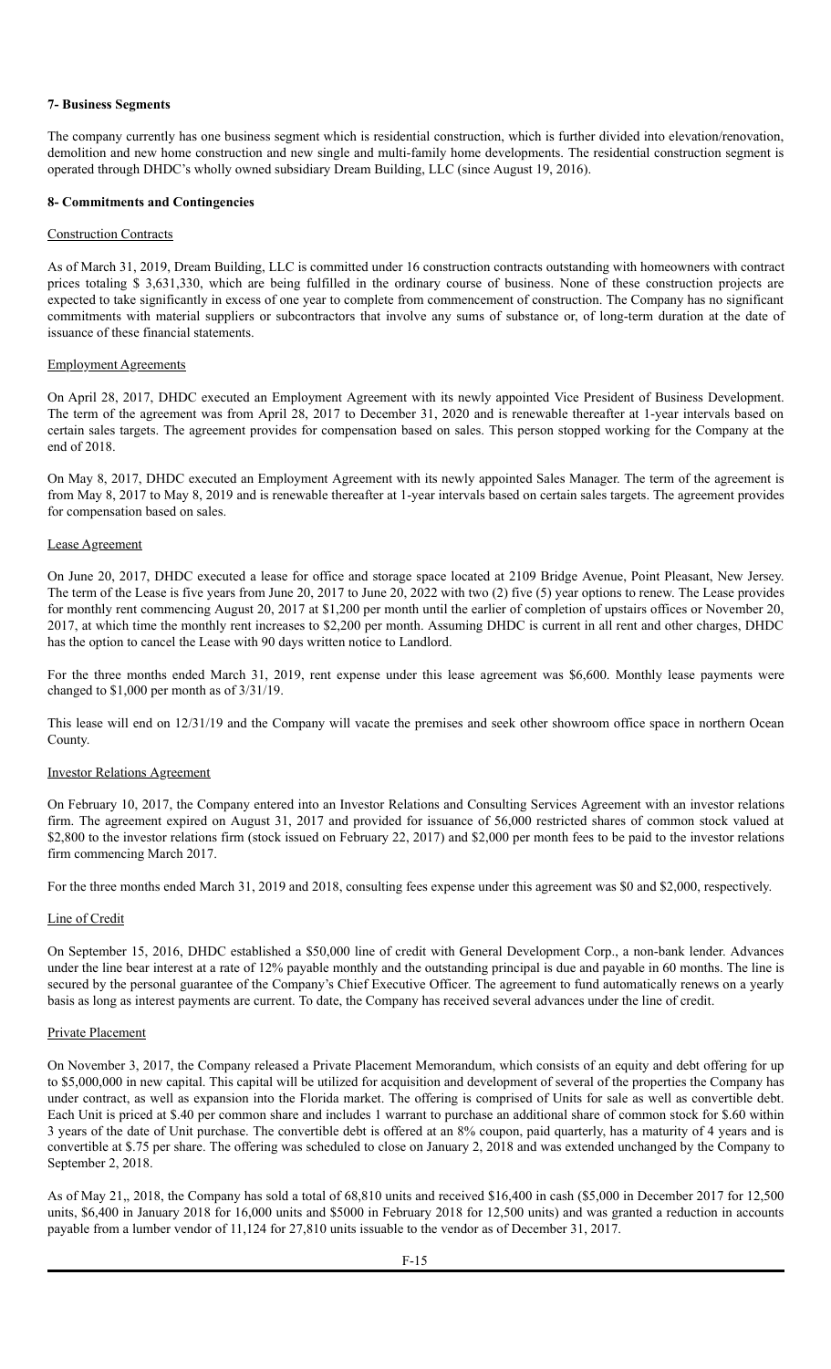**7- Business Segments**

The company currently has one business segment which is residential construction, which is further divided into elevation/renovation, demolition and new home construction and new single and multi-family home developments. The residential construction segment is operated through DHDC's wholly owned subsidiary Dream Building, LLC (since August 19, 2016).

**8- Commitments and Contingencies**

Construction Contracts

As of March 31, 2019, Dream Building, LLC is committed under 16 construction contracts outstanding with homeowners with contract prices totaling $ 3,631,330, which are being fulfilled in the ordinary course of business. None of these construction projects are expected to take significantly in excess of one year to complete from commencement of construction. The Company has no significant commitments with material suppliers or subcontractors that involve any sums of substance or, of long-term duration at the date of issuance of these financial statements.

Employment Agreements

On April 28, 2017, DHDC executed an Employment Agreement with its newly appointed Vice President of Business Development. The term of the agreement was from April 28, 2017 to December 31, 2020 and is renewable thereafter at 1-year intervals based on certain sales targets. The agreement provides for compensation based on sales. This person stopped working for the Company at the end of 2018.

On May 8, 2017, DHDC executed an Employment Agreement with its newly appointed Sales Manager. The term of the agreement is from May 8, 2017 to May 8, 2019 and is renewable thereafter at 1-year intervals based on certain sales targets. The agreement provides for compensation based on sales.

Lease Agreement

On June 20, 2017, DHDC executed a lease for office and storage space located at 2109 Bridge Avenue, Point Pleasant, New Jersey. The term of the Lease is five years from June 20, 2017 to June 20, 2022 with two (2) five (5) year options to renew. The Lease provides for monthly rent commencing August 20, 2017 at $1,200 per month until the earlier of completion of upstairs offices or November 20, 2017, at which time the monthly rent increases to $2,200 per month. Assuming DHDC is current in all rent and other charges, DHDC has the option to cancel the Lease with 90 days written notice to Landlord.

For the three months ended March 31, 2019, rent expense under this lease agreement was $6,600. Monthly lease payments were changed to $1,000 per month as of 3/31/19.

This lease will end on 12/31/19 and the Company will vacate the premises and seek other showroom office space in northern Ocean County.

Investor Relations Agreement

On February 10, 2017, the Company entered into an Investor Relations and Consulting Services Agreement with an investor relations firm. The agreement expired on August 31, 2017 and provided for issuance of 56,000 restricted shares of common stock valued at $2,800 to the investor relations firm (stock issued on February 22, 2017) and $2,000 per month fees to be paid to the investor relations firm commencing March 2017.

For the three months ended March 31, 2019 and 2018, consulting fees expense under this agreement was $0 and $2,000, respectively.

Line of Credit

On September 15, 2016, DHDC established a $50,000 line of credit with General Development Corp., a non-bank lender. Advances under the line bear interest at a rate of 12% payable monthly and the outstanding principal is due and payable in 60 months. The line is secured by the personal guarantee of the Company's Chief Executive Officer. The agreement to fund automatically renews on a yearly basis as long as interest payments are current. To date, the Company has received several advances under the line of credit.

Private Placement

On November 3, 2017, the Company released a Private Placement Memorandum, which consists of an equity and debt offering for up to $5,000,000 in new capital. This capital will be utilized for acquisition and development of several of the properties the Company has under contract, as well as expansion into the Florida market. The offering is comprised of Units for sale as well as convertible debt. Each Unit is priced at $.40 per common share and includes 1 warrant to purchase an additional share of common stock for $.60 within 3 years of the date of Unit purchase. The convertible debt is offered at an 8% coupon, paid quarterly, has a maturity of 4 years and is convertible at $.75 per share. The offering was scheduled to close on January 2, 2018 and was extended unchanged by the Company to September 2, 2018.

As of May 21,, 2018, the Company has sold a total of 68,810 units and received $16,400 in cash ($5,000 in December 2017 for 12,500 units, $6,400 in January 2018 for 16,000 units and $5000 in February 2018 for 12,500 units) and was granted a reduction in accounts payable from a lumber vendor of 11,124 for 27,810 units issuable to the vendor as of December 31, 2017.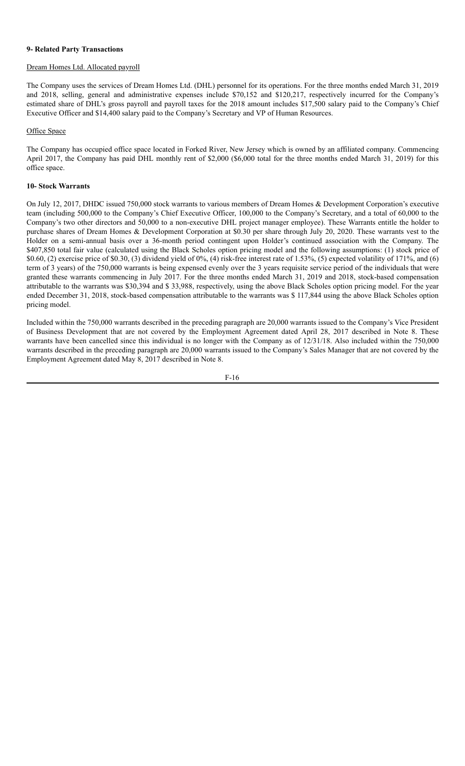**9- Related Party Transactions**

Dream Homes Ltd. Allocated payroll

The Company uses the services of Dream Homes Ltd. (DHL) personnel for its operations. For the three months ended March 31, 2019 and 2018, selling, general and administrative expenses include $70,152 and $120,217, respectively incurred for the Company's estimated share of DHL's gross payroll and payroll taxes for the 2018 amount includes $17,500 salary paid to the Company's Chief Executive Officer and $14,400 salary paid to the Company's Secretary and VP of Human Resources.

Office Space

The Company has occupied office space located in Forked River, New Jersey which is owned by an affiliated company. Commencing April 2017, the Company has paid DHL monthly rent of $2,000 ($6,000 total for the three months ended March 31, 2019) for this office space.

**10- Stock Warrants**

On July 12, 2017, DHDC issued 750,000 stock warrants to various members of Dream Homes & Development Corporation's executive team (including 500,000 to the Company's Chief Executive Officer, 100,000 to the Company's Secretary, and a total of 60,000 to the Company's two other directors and 50,000 to a non-executive DHL project manager employee). These Warrants entitle the holder to purchase shares of Dream Homes & Development Corporation at $0.30 per share through July 20, 2020. These warrants vest to the Holder on a semi-annual basis over a 36-month period contingent upon Holder's continued association with the Company. The $407,850 total fair value (calculated using the Black Scholes option pricing model and the following assumptions: (1) stock price of $0.60, (2) exercise price of $0.30, (3) dividend yield of 0%, (4) risk-free interest rate of 1.53%, (5) expected volatility of 171%, and (6) term of 3 years) of the 750,000 warrants is being expensed evenly over the 3 years requisite service period of the individuals that were granted these warrants commencing in July 2017. For the three months ended March 31, 2019 and 2018, stock-based compensation attributable to the warrants was $30,394 and $ 33,988, respectively, using the above Black Scholes option pricing model. For the year ended December 31, 2018, stock-based compensation attributable to the warrants was $ 117,844 using the above Black Scholes option pricing model.

Included within the 750,000 warrants described in the preceding paragraph are 20,000 warrants issued to the Company's Vice President of Business Development that are not covered by the Employment Agreement dated April 28, 2017 described in Note 8. These warrants have been cancelled since this individual is no longer with the Company as of 12/31/18. Also included within the 750,000 warrants described in the preceding paragraph are 20,000 warrants issued to the Company's Sales Manager that are not covered by the Employment Agreement dated May 8, 2017 described in Note 8.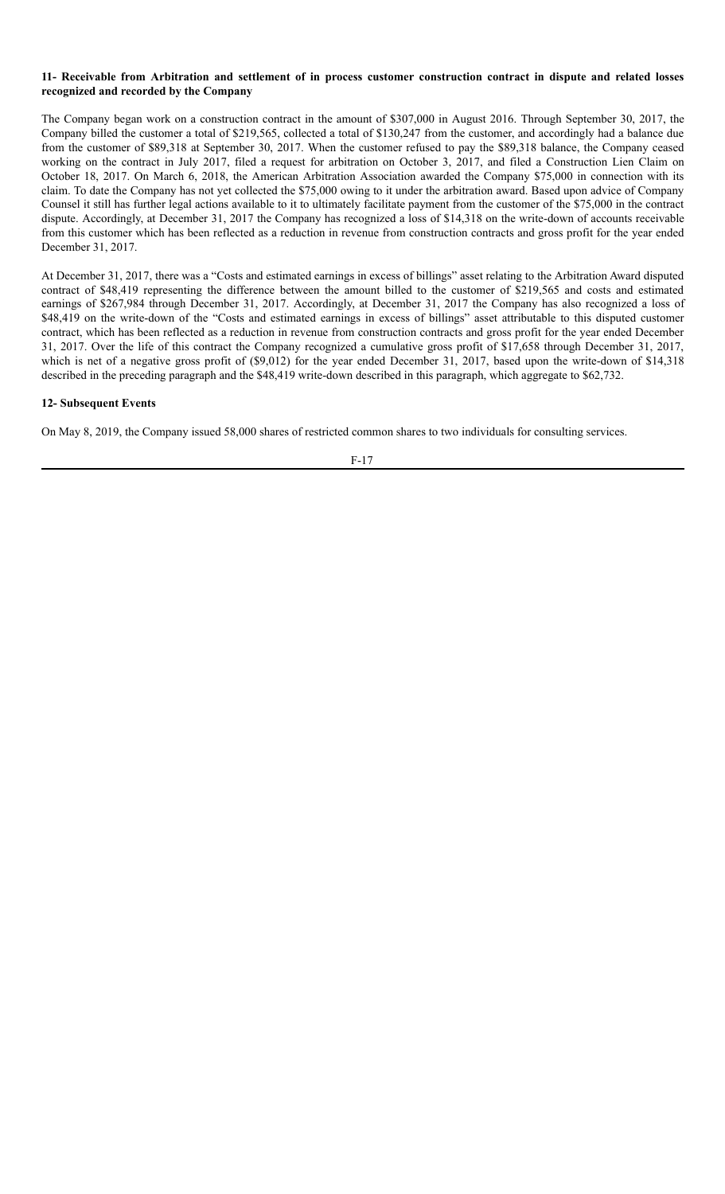**11- Receivable from Arbitration and settlement of in process customer construction contract in dispute and related losses recognized and recorded by the Company**

The Company began work on a construction contract in the amount of $307,000 in August 2016. Through September 30, 2017, the Company billed the customer a total of $219,565, collected a total of $130,247 from the customer, and accordingly had a balance due from the customer of $89,318 at September 30, 2017. When the customer refused to pay the $89,318 balance, the Company ceased working on the contract in July 2017, filed a request for arbitration on October 3, 2017, and filed a Construction Lien Claim on October 18, 2017. On March 6, 2018, the American Arbitration Association awarded the Company $75,000 in connection with its claim. To date the Company has not yet collected the $75,000 owing to it under the arbitration award. Based upon advice of Company Counsel it still has further legal actions available to it to ultimately facilitate payment from the customer of the $75,000 in the contract dispute. Accordingly, at December 31, 2017 the Company has recognized a loss of $14,318 on the write-down of accounts receivable from this customer which has been reflected as a reduction in revenue from construction contracts and gross profit for the year ended December 31, 2017.

At December 31, 2017, there was a "Costs and estimated earnings in excess of billings" asset relating to the Arbitration Award disputed contract of $48,419 representing the difference between the amount billed to the customer of $219,565 and costs and estimated earnings of $267,984 through December 31, 2017. Accordingly, at December 31, 2017 the Company has also recognized a loss of $48,419 on the write-down of the "Costs and estimated earnings in excess of billings" asset attributable to this disputed customer contract, which has been reflected as a reduction in revenue from construction contracts and gross profit for the year ended December 31, 2017. Over the life of this contract the Company recognized a cumulative gross profit of $17,658 through December 31, 2017, which is net of a negative gross profit of ($9,012) for the year ended December 31, 2017, based upon the write-down of $14,318 described in the preceding paragraph and the $48,419 write-down described in this paragraph, which aggregate to $62,732.

**12- Subsequent Events**

On May 8, 2019, the Company issued 58,000 shares of restricted common shares to two individuals for consulting services.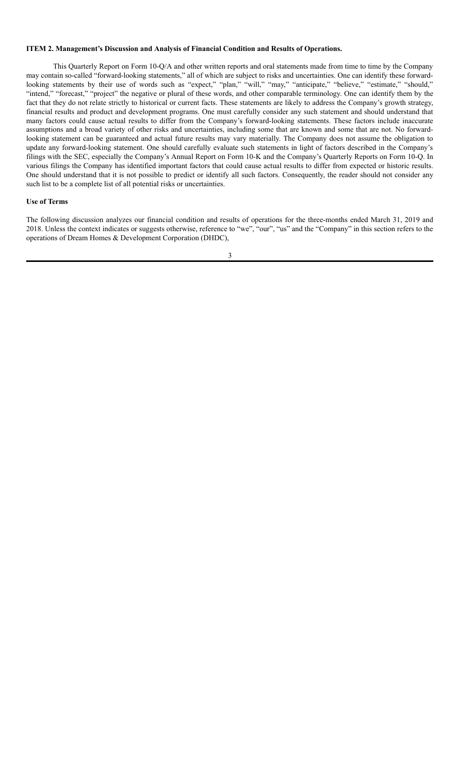**ITEM 2. Management's Discussion and Analysis of Financial Condition and Results of Operations.**

This Quarterly Report on Form 10-Q/A and other written reports and oral statements made from time to time by the Company may contain so-called "forward-looking statements," all of which are subject to risks and uncertainties. One can identify these forward-looking statements by their use of words such as "expect," "plan," "will," "may," "anticipate," "believe," "estimate," "should," "intend," "forecast," "project" the negative or plural of these words, and other comparable terminology. One can identify them by the fact that they do not relate strictly to historical or current facts. These statements are likely to address the Company's growth strategy, financial results and product and development programs. One must carefully consider any such statement and should understand that many factors could cause actual results to differ from the Company's forward-looking statements. These factors include inaccurate assumptions and a broad variety of other risks and uncertainties, including some that are known and some that are not. No forward-looking statement can be guaranteed and actual future results may vary materially. The Company does not assume the obligation to update any forward-looking statement. One should carefully evaluate such statements in light of factors described in the Company's filings with the SEC, especially the Company's Annual Report on Form 10-K and the Company's Quarterly Reports on Form 10-Q. In various filings the Company has identified important factors that could cause actual results to differ from expected or historic results. One should understand that it is not possible to predict or identify all such factors. Consequently, the reader should not consider any such list to be a complete list of all potential risks or uncertainties.

**Use of Terms**

The following discussion analyzes our financial condition and results of operations for the three-months ended March 31, 2019 and 2018. Unless the context indicates or suggests otherwise, reference to "we", "our", "us" and the "Company" in this section refers to the operations of Dream Homes & Development Corporation (DHDC),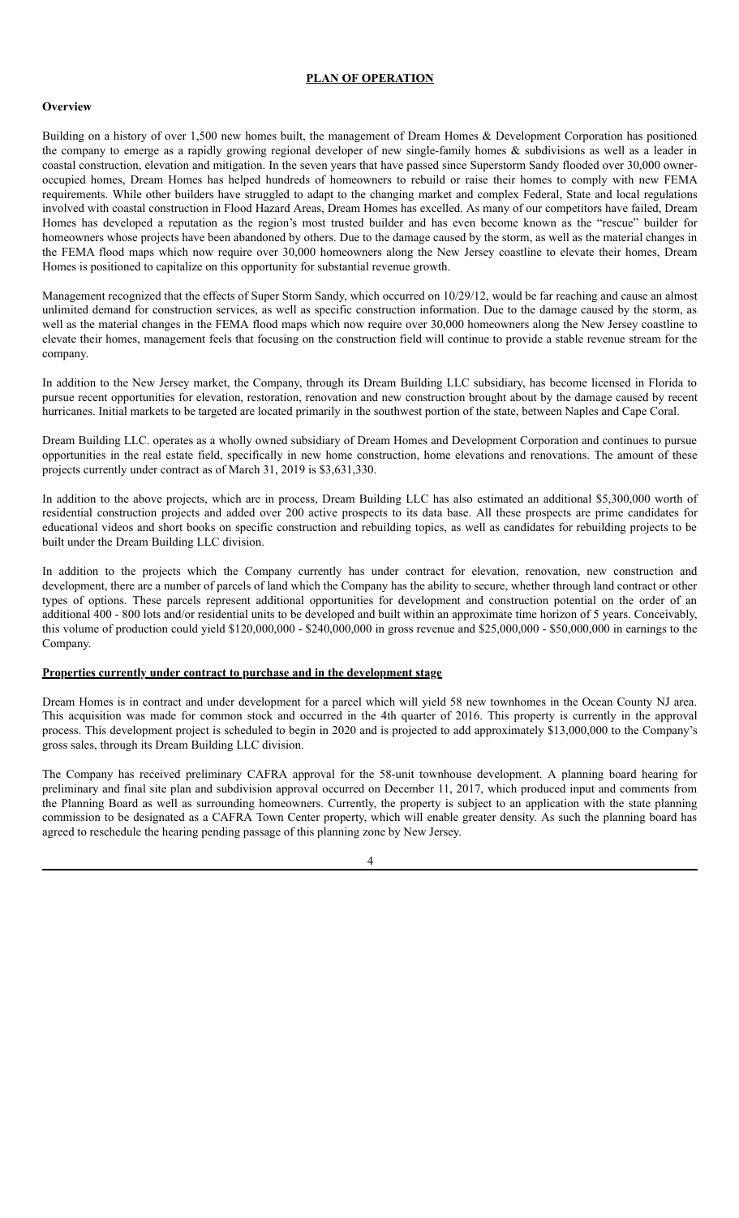## PLAN OF OPERATION

### Overview

Building on a history of over 1,500 new homes built, the management of Dream Homes & Development Corporation has positioned the company to emerge as a rapidly growing regional developer of new single-family homes & subdivisions as well as a leader in coastal construction, elevation and mitigation. In the seven years that have passed since Superstorm Sandy flooded over 30,000 owner-occupied homes, Dream Homes has helped hundreds of homeowners to rebuild or raise their homes to comply with new FEMA requirements. While other builders have struggled to adapt to the changing market and complex Federal, State and local regulations involved with coastal construction in Flood Hazard Areas, Dream Homes has excelled. As many of our competitors have failed, Dream Homes has developed a reputation as the region's most trusted builder and has even become known as the "rescue" builder for homeowners whose projects have been abandoned by others. Due to the damage caused by the storm, as well as the material changes in the FEMA flood maps which now require over 30,000 homeowners along the New Jersey coastline to elevate their homes, Dream Homes is positioned to capitalize on this opportunity for substantial revenue growth.

Management recognized that the effects of Super Storm Sandy, which occurred on 10/29/12, would be far reaching and cause an almost unlimited demand for construction services, as well as specific construction information. Due to the damage caused by the storm, as well as the material changes in the FEMA flood maps which now require over 30,000 homeowners along the New Jersey coastline to elevate their homes, management feels that focusing on the construction field will continue to provide a stable revenue stream for the company.

In addition to the New Jersey market, the Company, through its Dream Building LLC subsidiary, has become licensed in Florida to pursue recent opportunities for elevation, restoration, renovation and new construction brought about by the damage caused by recent hurricanes. Initial markets to be targeted are located primarily in the southwest portion of the state, between Naples and Cape Coral.

Dream Building LLC. operates as a wholly owned subsidiary of Dream Homes and Development Corporation and continues to pursue opportunities in the real estate field, specifically in new home construction, home elevations and renovations. The amount of these projects currently under contract as of March 31, 2019 is $3,631,330.

In addition to the above projects, which are in process, Dream Building LLC has also estimated an additional $5,300,000 worth of residential construction projects and added over 200 active prospects to its data base. All these prospects are prime candidates for educational videos and short books on specific construction and rebuilding topics, as well as candidates for rebuilding projects to be built under the Dream Building LLC division.

In addition to the projects which the Company currently has under contract for elevation, renovation, new construction and development, there are a number of parcels of land which the Company has the ability to secure, whether through land contract or other types of options. These parcels represent additional opportunities for development and construction potential on the order of an additional 400 - 800 lots and/or residential units to be developed and built within an approximate time horizon of 5 years. Conceivably, this volume of production could yield $120,000,000 - $240,000,000 in gross revenue and $25,000,000 - $50,000,000 in earnings to the Company.

### Properties currently under contract to purchase and in the development stage

Dream Homes is in contract and under development for a parcel which will yield 58 new townhomes in the Ocean County NJ area. This acquisition was made for common stock and occurred in the 4th quarter of 2016. This property is currently in the approval process. This development project is scheduled to begin in 2020 and is projected to add approximately $13,000,000 to the Company's gross sales, through its Dream Building LLC division.

The Company has received preliminary CAFRA approval for the 58-unit townhouse development. A planning board hearing for preliminary and final site plan and subdivision approval occurred on December 11, 2017, which produced input and comments from the Planning Board as well as surrounding homeowners. Currently, the property is subject to an application with the state planning commission to be designated as a CAFRA Town Center property, which will enable greater density. As such the planning board has agreed to reschedule the hearing pending passage of this planning zone by New Jersey.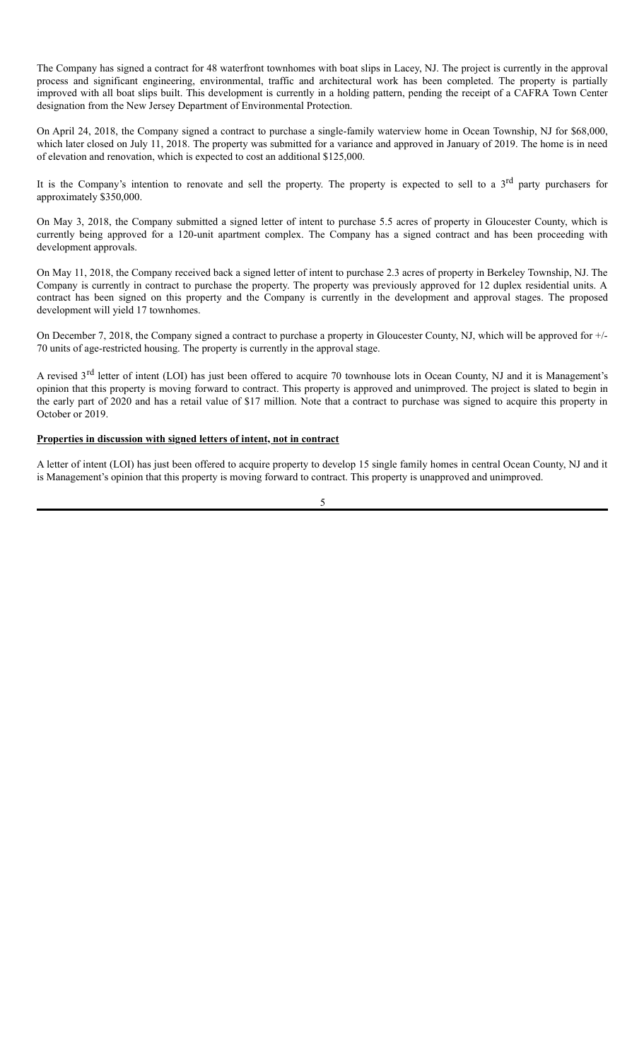The Company has signed a contract for 48 waterfront townhomes with boat slips in Lacey, NJ. The project is currently in the approval process and significant engineering, environmental, traffic and architectural work has been completed. The property is partially improved with all boat slips built. This development is currently in a holding pattern, pending the receipt of a CAFRA Town Center designation from the New Jersey Department of Environmental Protection.

On April 24, 2018, the Company signed a contract to purchase a single-family waterview home in Ocean Township, NJ for $68,000, which later closed on July 11, 2018. The property was submitted for a variance and approved in January of 2019. The home is in need of elevation and renovation, which is expected to cost an additional $125,000.

It is the Company's intention to renovate and sell the property. The property is expected to sell to a 3rd party purchasers for approximately $350,000.

On May 3, 2018, the Company submitted a signed letter of intent to purchase 5.5 acres of property in Gloucester County, which is currently being approved for a 120-unit apartment complex. The Company has a signed contract and has been proceeding with development approvals.

On May 11, 2018, the Company received back a signed letter of intent to purchase 2.3 acres of property in Berkeley Township, NJ. The Company is currently in contract to purchase the property. The property was previously approved for 12 duplex residential units. A contract has been signed on this property and the Company is currently in the development and approval stages. The proposed development will yield 17 townhomes.

On December 7, 2018, the Company signed a contract to purchase a property in Gloucester County, NJ, which will be approved for +/- 70 units of age-restricted housing. The property is currently in the approval stage.

A revised 3rd letter of intent (LOI) has just been offered to acquire 70 townhouse lots in Ocean County, NJ and it is Management's opinion that this property is moving forward to contract. This property is approved and unimproved. The project is slated to begin in the early part of 2020 and has a retail value of $17 million. Note that a contract to purchase was signed to acquire this property in October or 2019.

**Properties in discussion with signed letters of intent, not in contract**

A letter of intent (LOI) has just been offered to acquire property to develop 15 single family homes in central Ocean County, NJ and it is Management's opinion that this property is moving forward to contract. This property is unapproved and unimproved.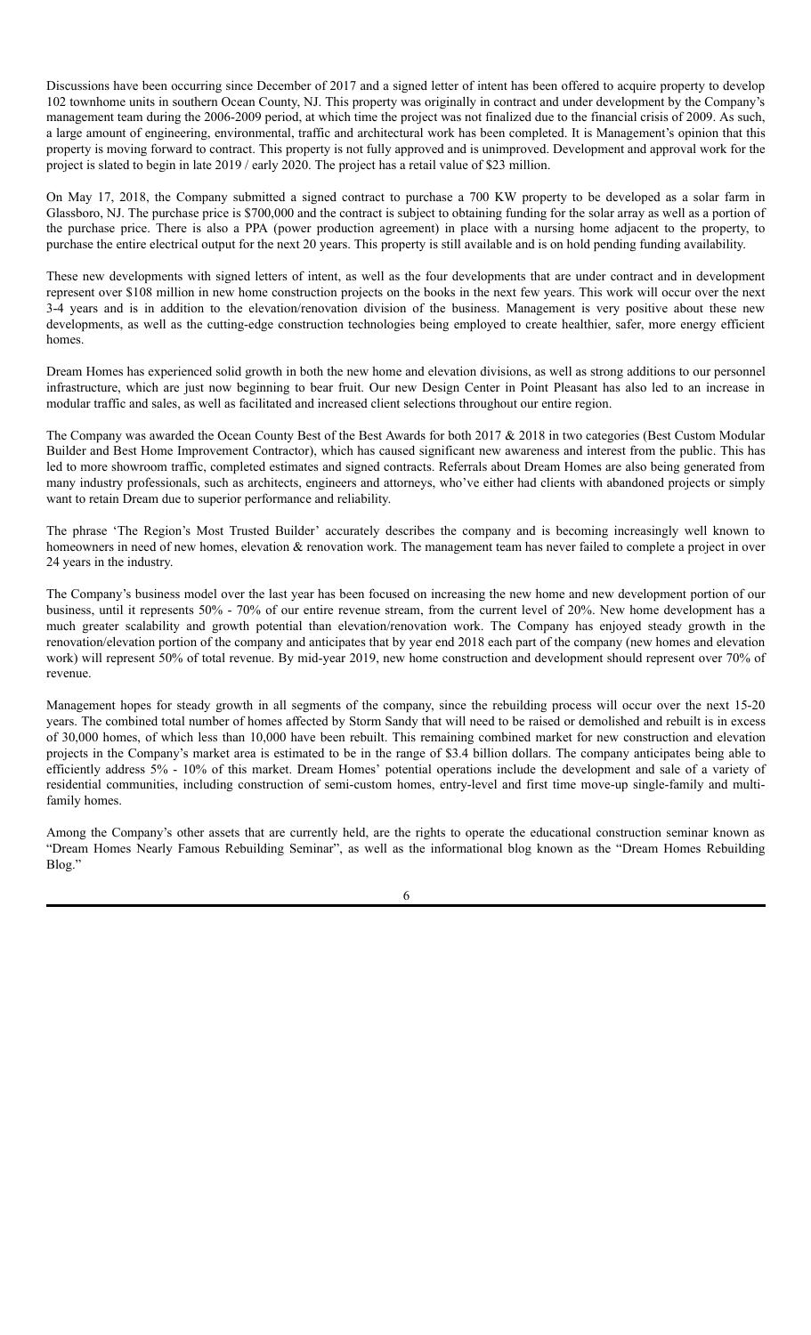Discussions have been occurring since December of 2017 and a signed letter of intent has been offered to acquire property to develop 102 townhome units in southern Ocean County, NJ. This property was originally in contract and under development by the Company's management team during the 2006-2009 period, at which time the project was not finalized due to the financial crisis of 2009. As such, a large amount of engineering, environmental, traffic and architectural work has been completed. It is Management's opinion that this property is moving forward to contract. This property is not fully approved and is unimproved. Development and approval work for the project is slated to begin in late 2019 / early 2020. The project has a retail value of $23 million.

On May 17, 2018, the Company submitted a signed contract to purchase a 700 KW property to be developed as a solar farm in Glassboro, NJ. The purchase price is $700,000 and the contract is subject to obtaining funding for the solar array as well as a portion of the purchase price. There is also a PPA (power production agreement) in place with a nursing home adjacent to the property, to purchase the entire electrical output for the next 20 years. This property is still available and is on hold pending funding availability.

These new developments with signed letters of intent, as well as the four developments that are under contract and in development represent over $108 million in new home construction projects on the books in the next few years. This work will occur over the next 3-4 years and is in addition to the elevation/renovation division of the business. Management is very positive about these new developments, as well as the cutting-edge construction technologies being employed to create healthier, safer, more energy efficient homes.

Dream Homes has experienced solid growth in both the new home and elevation divisions, as well as strong additions to our personnel infrastructure, which are just now beginning to bear fruit. Our new Design Center in Point Pleasant has also led to an increase in modular traffic and sales, as well as facilitated and increased client selections throughout our entire region.

The Company was awarded the Ocean County Best of the Best Awards for both 2017 & 2018 in two categories (Best Custom Modular Builder and Best Home Improvement Contractor), which has caused significant new awareness and interest from the public. This has led to more showroom traffic, completed estimates and signed contracts. Referrals about Dream Homes are also being generated from many industry professionals, such as architects, engineers and attorneys, who've either had clients with abandoned projects or simply want to retain Dream due to superior performance and reliability.

The phrase 'The Region's Most Trusted Builder' accurately describes the company and is becoming increasingly well known to homeowners in need of new homes, elevation & renovation work. The management team has never failed to complete a project in over 24 years in the industry.

The Company's business model over the last year has been focused on increasing the new home and new development portion of our business, until it represents 50% - 70% of our entire revenue stream, from the current level of 20%. New home development has a much greater scalability and growth potential than elevation/renovation work. The Company has enjoyed steady growth in the renovation/elevation portion of the company and anticipates that by year end 2018 each part of the company (new homes and elevation work) will represent 50% of total revenue. By mid-year 2019, new home construction and development should represent over 70% of revenue.

Management hopes for steady growth in all segments of the company, since the rebuilding process will occur over the next 15-20 years. The combined total number of homes affected by Storm Sandy that will need to be raised or demolished and rebuilt is in excess of 30,000 homes, of which less than 10,000 have been rebuilt. This remaining combined market for new construction and elevation projects in the Company's market area is estimated to be in the range of $3.4 billion dollars. The company anticipates being able to efficiently address 5% - 10% of this market. Dream Homes' potential operations include the development and sale of a variety of residential communities, including construction of semi-custom homes, entry-level and first time move-up single-family and multi-family homes.

Among the Company's other assets that are currently held, are the rights to operate the educational construction seminar known as "Dream Homes Nearly Famous Rebuilding Seminar", as well as the informational blog known as the "Dream Homes Rebuilding Blog."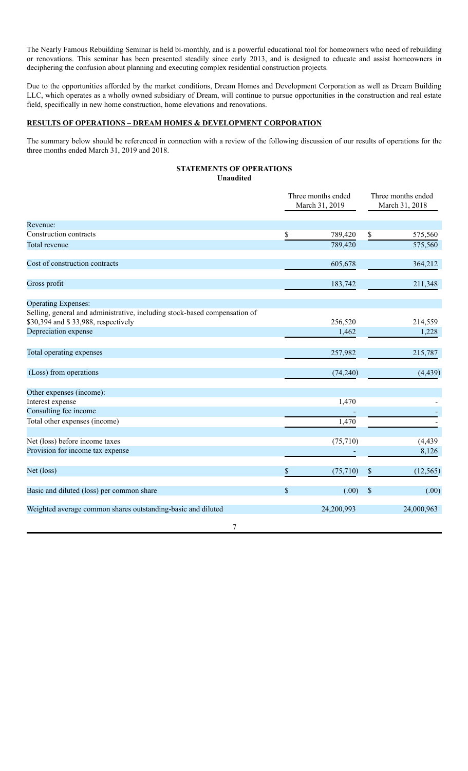The Nearly Famous Rebuilding Seminar is held bi-monthly, and is a powerful educational tool for homeowners who need of rebuilding or renovations. This seminar has been presented steadily since early 2013, and is designed to educate and assist homeowners in deciphering the confusion about planning and executing complex residential construction projects.

Due to the opportunities afforded by the market conditions, Dream Homes and Development Corporation as well as Dream Building LLC, which operates as a wholly owned subsidiary of Dream, will continue to pursue opportunities in the construction and real estate field, specifically in new home construction, home elevations and renovations.

**RESULTS OF OPERATIONS – DREAM HOMES & DEVELOPMENT CORPORATION**

The summary below should be referenced in connection with a review of the following discussion of our results of operations for the three months ended March 31, 2019 and 2018.

**STATEMENTS OF OPERATIONS**
**Unaudited**

| | Three months ended March 31, 2019 | Three months ended March 31, 2018 |
|---|---|---|
| Revenue: | | |
| Construction contracts | $ 789,420 | $ 575,560 |
| Total revenue | 789,420 | 575,560 |
| Cost of construction contracts | 605,678 | 364,212 |
| Gross profit | 183,742 | 211,348 |
| Operating Expenses: | | |
| Selling, general and administrative, including stock-based compensation of $30,394 and $ 33,988, respectively | 256,520 | 214,559 |
| Depreciation expense | 1,462 | 1,228 |
| Total operating expenses | 257,982 | 215,787 |
| (Loss) from operations | (74,240) | (4,439) |
| Other expenses (income): | | |
| Interest expense | 1,470 | - |
| Consulting fee income | - | - |
| Total other expenses (income) | 1,470 | - |
| Net (loss) before income taxes | (75,710) | (4,439 |
| Provision for income tax expense | - | 8,126 |
| Net (loss) | $ (75,710) | $ (12,565) |
| Basic and diluted (loss) per common share | $ (.00) | $ (.00) |
| Weighted average common shares outstanding-basic and diluted | 24,200,993 | 24,000,963 |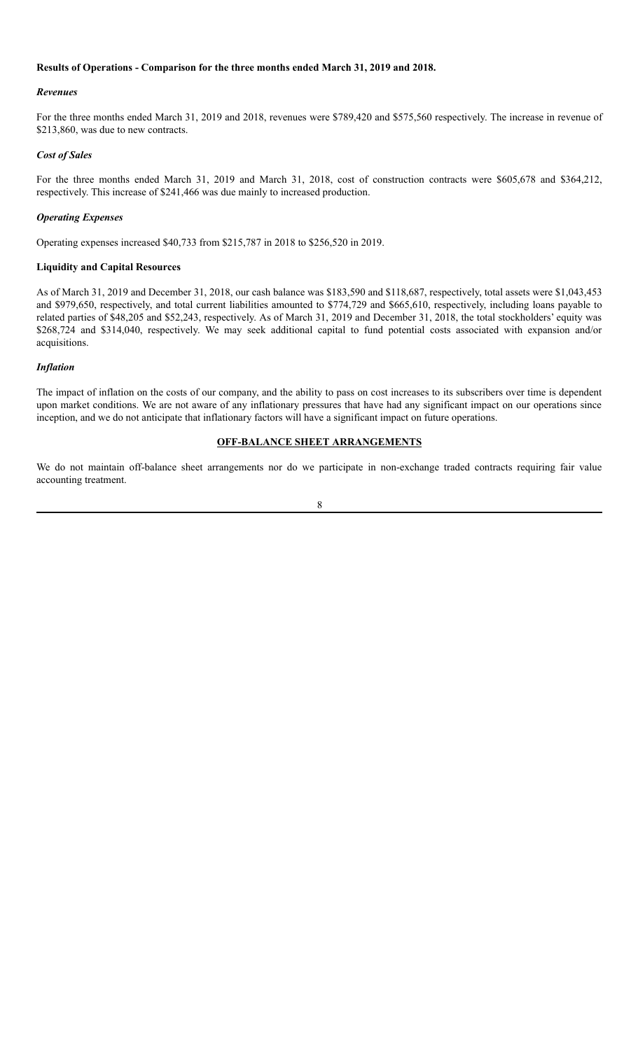**Results of Operations - Comparison for the three months ended March 31, 2019 and 2018.**

***Revenues***

For the three months ended March 31, 2019 and 2018, revenues were $789,420 and $575,560 respectively. The increase in revenue of $213,860, was due to new contracts.

***Cost of Sales***

For the three months ended March 31, 2019 and March 31, 2018, cost of construction contracts were $605,678 and $364,212, respectively. This increase of $241,466 was due mainly to increased production.

***Operating Expenses***

Operating expenses increased $40,733 from $215,787 in 2018 to $256,520 in 2019.

**Liquidity and Capital Resources**

As of March 31, 2019 and December 31, 2018, our cash balance was $183,590 and $118,687, respectively, total assets were $1,043,453 and $979,650, respectively, and total current liabilities amounted to $774,729 and $665,610, respectively, including loans payable to related parties of $48,205 and $52,243, respectively. As of March 31, 2019 and December 31, 2018, the total stockholders' equity was $268,724 and $314,040, respectively. We may seek additional capital to fund potential costs associated with expansion and/or acquisitions.

***Inflation***

The impact of inflation on the costs of our company, and the ability to pass on cost increases to its subscribers over time is dependent upon market conditions. We are not aware of any inflationary pressures that have had any significant impact on our operations since inception, and we do not anticipate that inflationary factors will have a significant impact on future operations.

**OFF-BALANCE SHEET ARRANGEMENTS**

We do not maintain off-balance sheet arrangements nor do we participate in non-exchange traded contracts requiring fair value accounting treatment.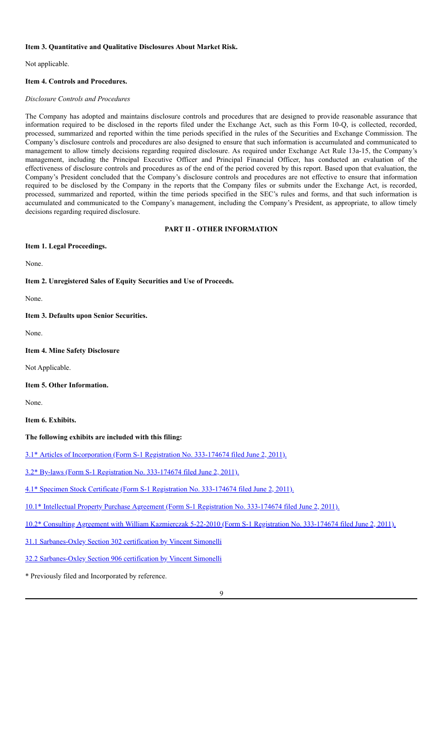**Item 3. Quantitative and Qualitative Disclosures About Market Risk.**

Not applicable.

**Item 4. Controls and Procedures.**

*Disclosure Controls and Procedures*

The Company has adopted and maintains disclosure controls and procedures that are designed to provide reasonable assurance that information required to be disclosed in the reports filed under the Exchange Act, such as this Form 10-Q, is collected, recorded, processed, summarized and reported within the time periods specified in the rules of the Securities and Exchange Commission. The Company's disclosure controls and procedures are also designed to ensure that such information is accumulated and communicated to management to allow timely decisions regarding required disclosure. As required under Exchange Act Rule 13a-15, the Company's management, including the Principal Executive Officer and Principal Financial Officer, has conducted an evaluation of the effectiveness of disclosure controls and procedures as of the end of the period covered by this report. Based upon that evaluation, the Company's President concluded that the Company's disclosure controls and procedures are not effective to ensure that information required to be disclosed by the Company in the reports that the Company files or submits under the Exchange Act, is recorded, processed, summarized and reported, within the time periods specified in the SEC's rules and forms, and that such information is accumulated and communicated to the Company's management, including the Company's President, as appropriate, to allow timely decisions regarding required disclosure.

## PART II - OTHER INFORMATION

**Item 1. Legal Proceedings.**

None.

**Item 2. Unregistered Sales of Equity Securities and Use of Proceeds.**

None.

**Item 3. Defaults upon Senior Securities.**

None.

**Item 4. Mine Safety Disclosure**

Not Applicable.

**Item 5. Other Information.**

None.

**Item 6. Exhibits.**

**The following exhibits are included with this filing:**

3.1* Articles of Incorporation (Form S-1 Registration No. 333-174674 filed June 2, 2011).

3.2* By-laws (Form S-1 Registration No. 333-174674 filed June 2, 2011).

4.1* Specimen Stock Certificate (Form S-1 Registration No. 333-174674 filed June 2, 2011).

10.1* Intellectual Property Purchase Agreement (Form S-1 Registration No. 333-174674 filed June 2, 2011).

10.2* Consulting Agreement with William Kazmierczak 5-22-2010 (Form S-1 Registration No. 333-174674 filed June 2, 2011).

31.1 Sarbanes-Oxley Section 302 certification by Vincent Simonelli

32.2 Sarbanes-Oxley Section 906 certification by Vincent Simonelli

* Previously filed and Incorporated by reference.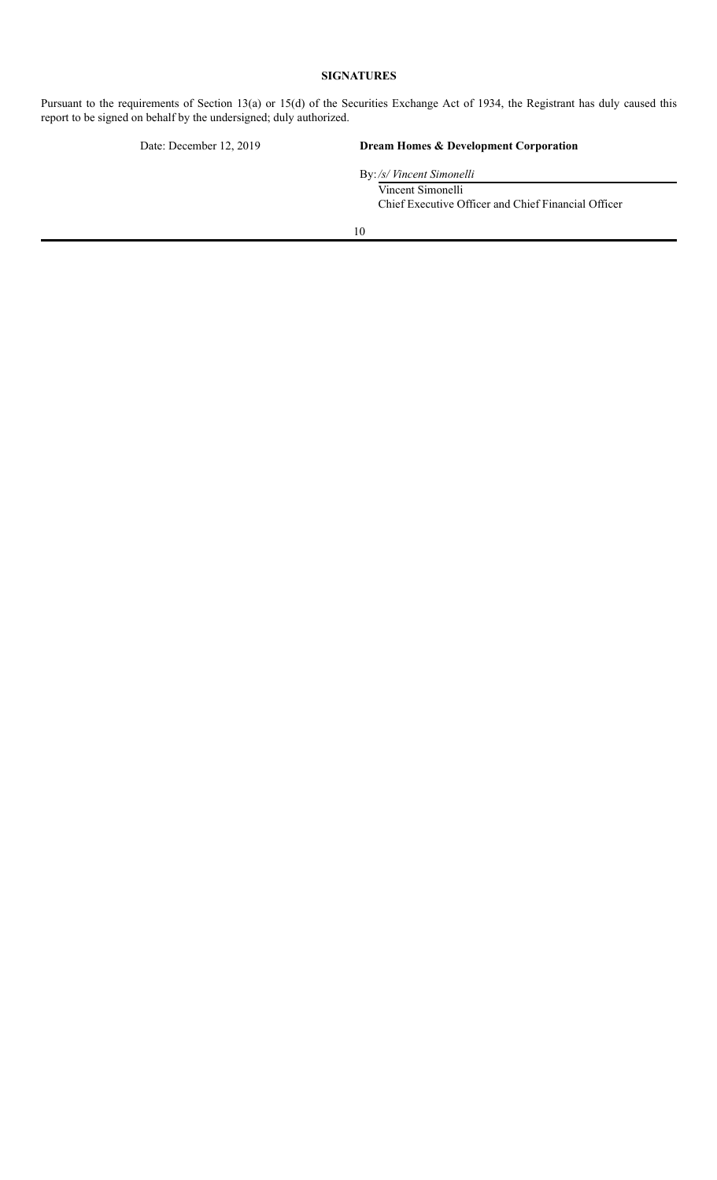**SIGNATURES**

Pursuant to the requirements of Section 13(a) or 15(d) of the Securities Exchange Act of 1934, the Registrant has duly caused this report to be signed on behalf by the undersigned; duly authorized.

| Date: December 12, 2019 | **Dream Homes & Development Corporation** |
|---|---|
| | By: */s/ Vincent Simonelli* |
| | Vincent Simonelli |
| | Chief Executive Officer and Chief Financial Officer |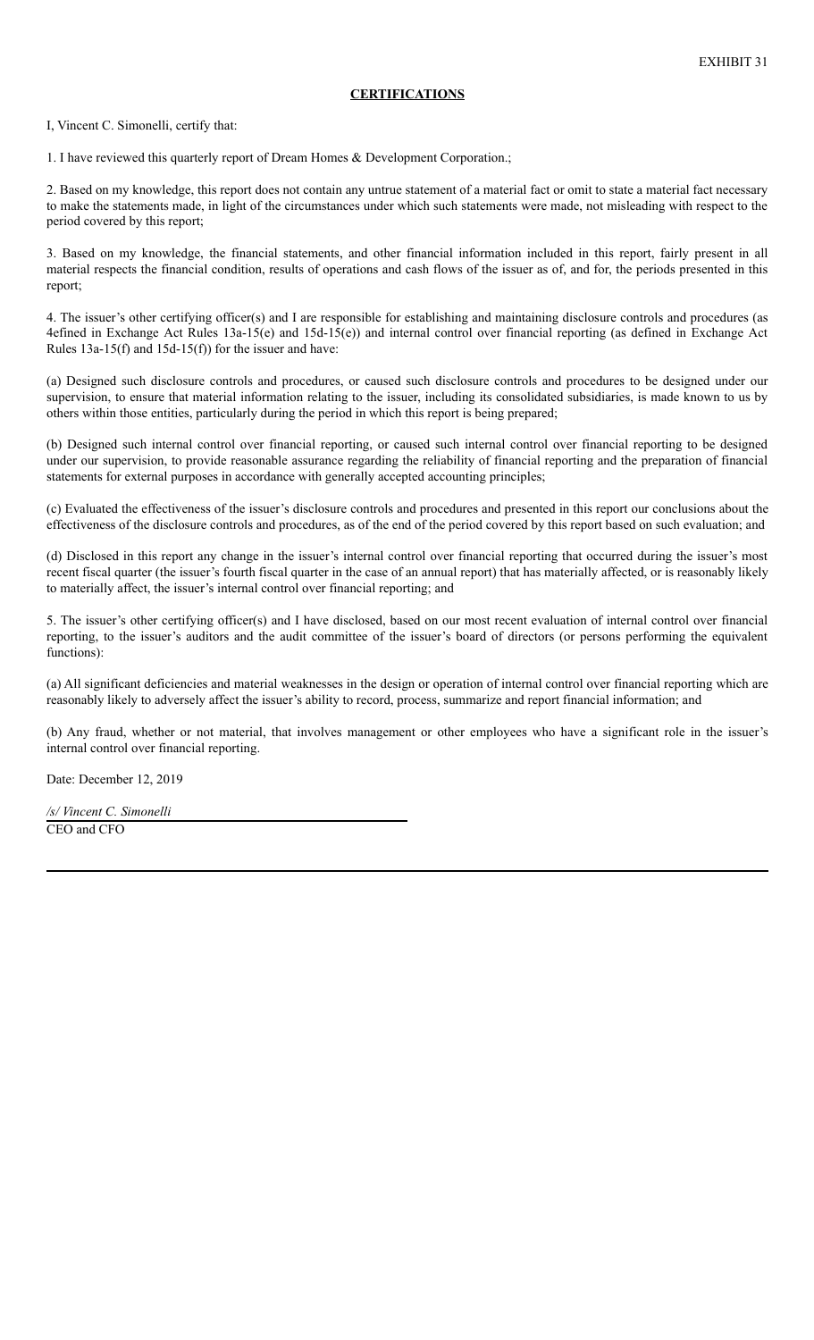EXHIBIT 31

**CERTIFICATIONS**

I, Vincent C. Simonelli, certify that:

1. I have reviewed this quarterly report of Dream Homes & Development Corporation.;

2. Based on my knowledge, this report does not contain any untrue statement of a material fact or omit to state a material fact necessary to make the statements made, in light of the circumstances under which such statements were made, not misleading with respect to the period covered by this report;

3. Based on my knowledge, the financial statements, and other financial information included in this report, fairly present in all material respects the financial condition, results of operations and cash flows of the issuer as of, and for, the periods presented in this report;

4. The issuer's other certifying officer(s) and I are responsible for establishing and maintaining disclosure controls and procedures (as 4efined in Exchange Act Rules 13a-15(e) and 15d-15(e)) and internal control over financial reporting (as defined in Exchange Act Rules 13a-15(f) and 15d-15(f)) for the issuer and have:

(a) Designed such disclosure controls and procedures, or caused such disclosure controls and procedures to be designed under our supervision, to ensure that material information relating to the issuer, including its consolidated subsidiaries, is made known to us by others within those entities, particularly during the period in which this report is being prepared;

(b) Designed such internal control over financial reporting, or caused such internal control over financial reporting to be designed under our supervision, to provide reasonable assurance regarding the reliability of financial reporting and the preparation of financial statements for external purposes in accordance with generally accepted accounting principles;

(c) Evaluated the effectiveness of the issuer's disclosure controls and procedures and presented in this report our conclusions about the effectiveness of the disclosure controls and procedures, as of the end of the period covered by this report based on such evaluation; and

(d) Disclosed in this report any change in the issuer's internal control over financial reporting that occurred during the issuer's most recent fiscal quarter (the issuer's fourth fiscal quarter in the case of an annual report) that has materially affected, or is reasonably likely to materially affect, the issuer's internal control over financial reporting; and

5. The issuer's other certifying officer(s) and I have disclosed, based on our most recent evaluation of internal control over financial reporting, to the issuer's auditors and the audit committee of the issuer's board of directors (or persons performing the equivalent functions):

(a) All significant deficiencies and material weaknesses in the design or operation of internal control over financial reporting which are reasonably likely to adversely affect the issuer's ability to record, process, summarize and report financial information; and

(b) Any fraud, whether or not material, that involves management or other employees who have a significant role in the issuer's internal control over financial reporting.

Date: December 12, 2019

*/s/ Vincent C. Simonelli*

CEO and CFO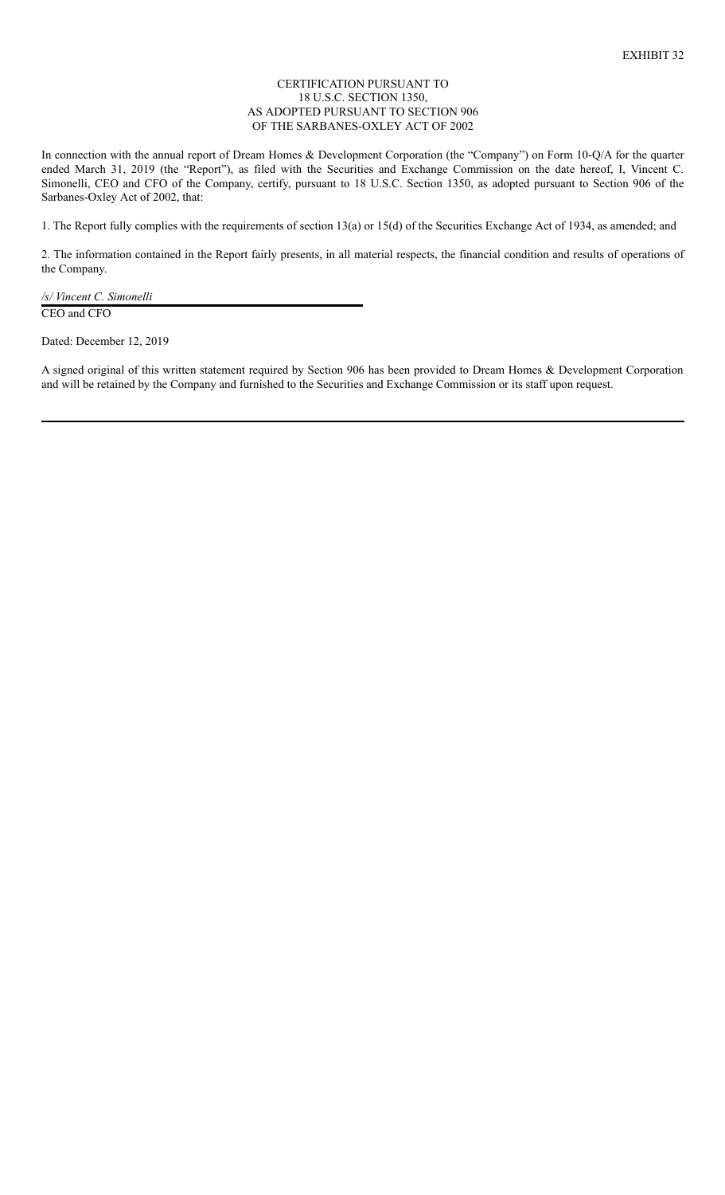EXHIBIT 32

CERTIFICATION PURSUANT TO
18 U.S.C. SECTION 1350,
AS ADOPTED PURSUANT TO SECTION 906
OF THE SARBANES-OXLEY ACT OF 2002

In connection with the annual report of Dream Homes & Development Corporation (the "Company") on Form 10-Q/A for the quarter ended March 31, 2019 (the "Report"), as filed with the Securities and Exchange Commission on the date hereof, I, Vincent C. Simonelli, CEO and CFO of the Company, certify, pursuant to 18 U.S.C. Section 1350, as adopted pursuant to Section 906 of the Sarbanes-Oxley Act of 2002, that:

1. The Report fully complies with the requirements of section 13(a) or 15(d) of the Securities Exchange Act of 1934, as amended; and

2. The information contained in the Report fairly presents, in all material respects, the financial condition and results of operations of the Company.

*/s/ Vincent C. Simonelli*
CEO and CFO

Dated: December 12, 2019

A signed original of this written statement required by Section 906 has been provided to Dream Homes & Development Corporation and will be retained by the Company and furnished to the Securities and Exchange Commission or its staff upon request.